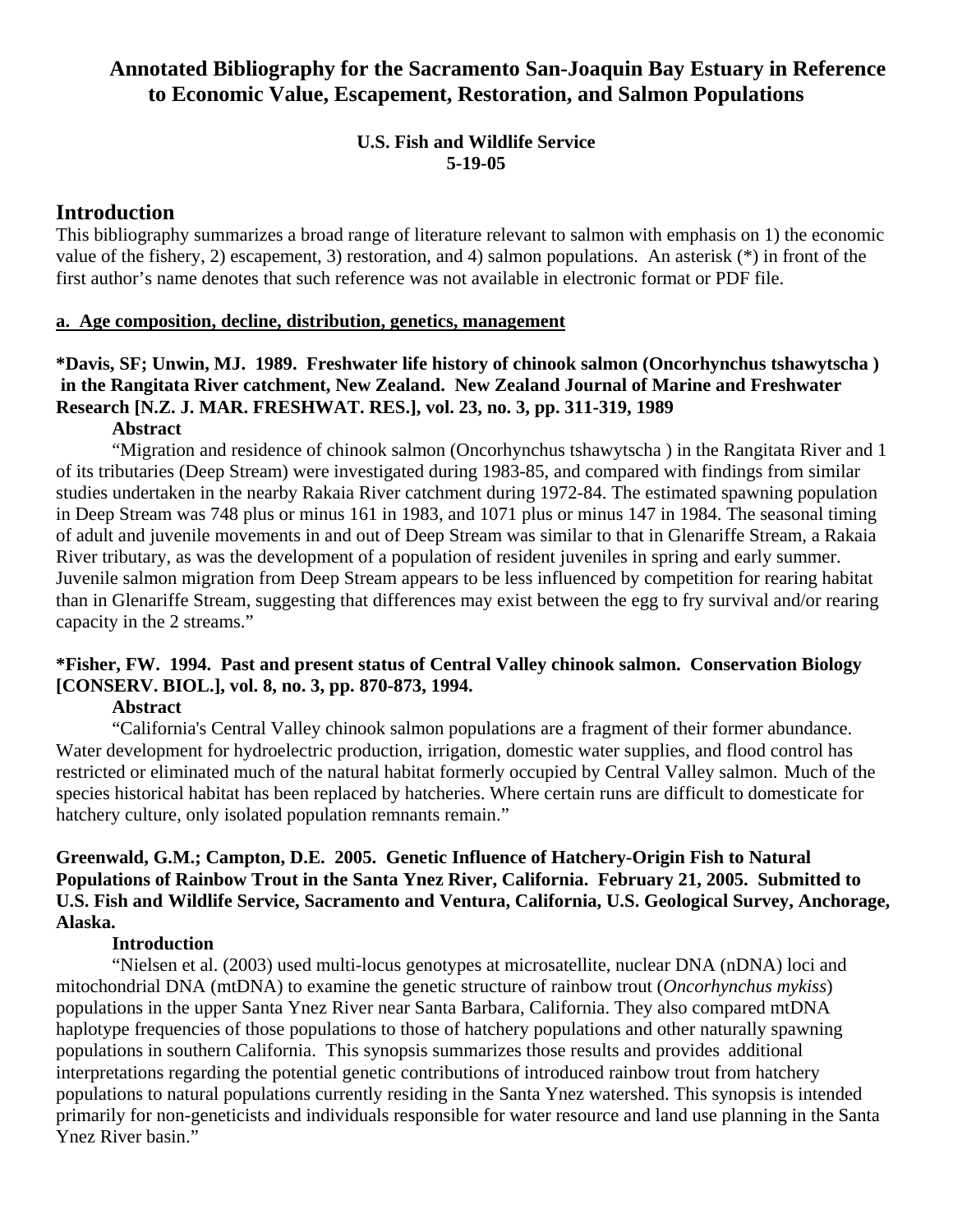# Annotated Bibliography for the Sacramento San-Joaquin Bay Estuary in Reference to Economic Value, Escapement, Restoration, and Salmon Populations

**U.S. Fish and Wildlife Service**
**5-19-05**

## Introduction

This bibliography summarizes a broad range of literature relevant to salmon with emphasis on 1) the economic value of the fishery, 2) escapement, 3) restoration, and 4) salmon populations. An asterisk (*) in front of the first author's name denotes that such reference was not available in electronic format or PDF file.

**a. Age composition, decline, distribution, genetics, management**

**\*Davis, SF; Unwin, MJ. 1989. Freshwater life history of chinook salmon (Oncorhynchus tshawytscha ) in the Rangitata River catchment, New Zealand. New Zealand Journal of Marine and Freshwater Research [N.Z. J. MAR. FRESHWAT. RES.], vol. 23, no. 3, pp. 311-319, 1989**

**Abstract**

"Migration and residence of chinook salmon (Oncorhynchus tshawytscha ) in the Rangitata River and 1 of its tributaries (Deep Stream) were investigated during 1983-85, and compared with findings from similar studies undertaken in the nearby Rakaia River catchment during 1972-84. The estimated spawning population in Deep Stream was 748 plus or minus 161 in 1983, and 1071 plus or minus 147 in 1984. The seasonal timing of adult and juvenile movements in and out of Deep Stream was similar to that in Glenariffe Stream, a Rakaia River tributary, as was the development of a population of resident juveniles in spring and early summer. Juvenile salmon migration from Deep Stream appears to be less influenced by competition for rearing habitat than in Glenariffe Stream, suggesting that differences may exist between the egg to fry survival and/or rearing capacity in the 2 streams."

**\*Fisher, FW. 1994. Past and present status of Central Valley chinook salmon. Conservation Biology [CONSERV. BIOL.], vol. 8, no. 3, pp. 870-873, 1994.**

**Abstract**

"California's Central Valley chinook salmon populations are a fragment of their former abundance. Water development for hydroelectric production, irrigation, domestic water supplies, and flood control has restricted or eliminated much of the natural habitat formerly occupied by Central Valley salmon. Much of the species historical habitat has been replaced by hatcheries. Where certain runs are difficult to domesticate for hatchery culture, only isolated population remnants remain."

**Greenwald, G.M.; Campton, D.E. 2005. Genetic Influence of Hatchery-Origin Fish to Natural Populations of Rainbow Trout in the Santa Ynez River, California. February 21, 2005. Submitted to U.S. Fish and Wildlife Service, Sacramento and Ventura, California, U.S. Geological Survey, Anchorage, Alaska.**

**Introduction**

"Nielsen et al. (2003) used multi-locus genotypes at microsatellite, nuclear DNA (nDNA) loci and mitochondrial DNA (mtDNA) to examine the genetic structure of rainbow trout (*Oncorhynchus mykiss*) populations in the upper Santa Ynez River near Santa Barbara, California. They also compared mtDNA haplotype frequencies of those populations to those of hatchery populations and other naturally spawning populations in southern California. This synopsis summarizes those results and provides additional interpretations regarding the potential genetic contributions of introduced rainbow trout from hatchery populations to natural populations currently residing in the Santa Ynez watershed. This synopsis is intended primarily for non-geneticists and individuals responsible for water resource and land use planning in the Santa Ynez River basin."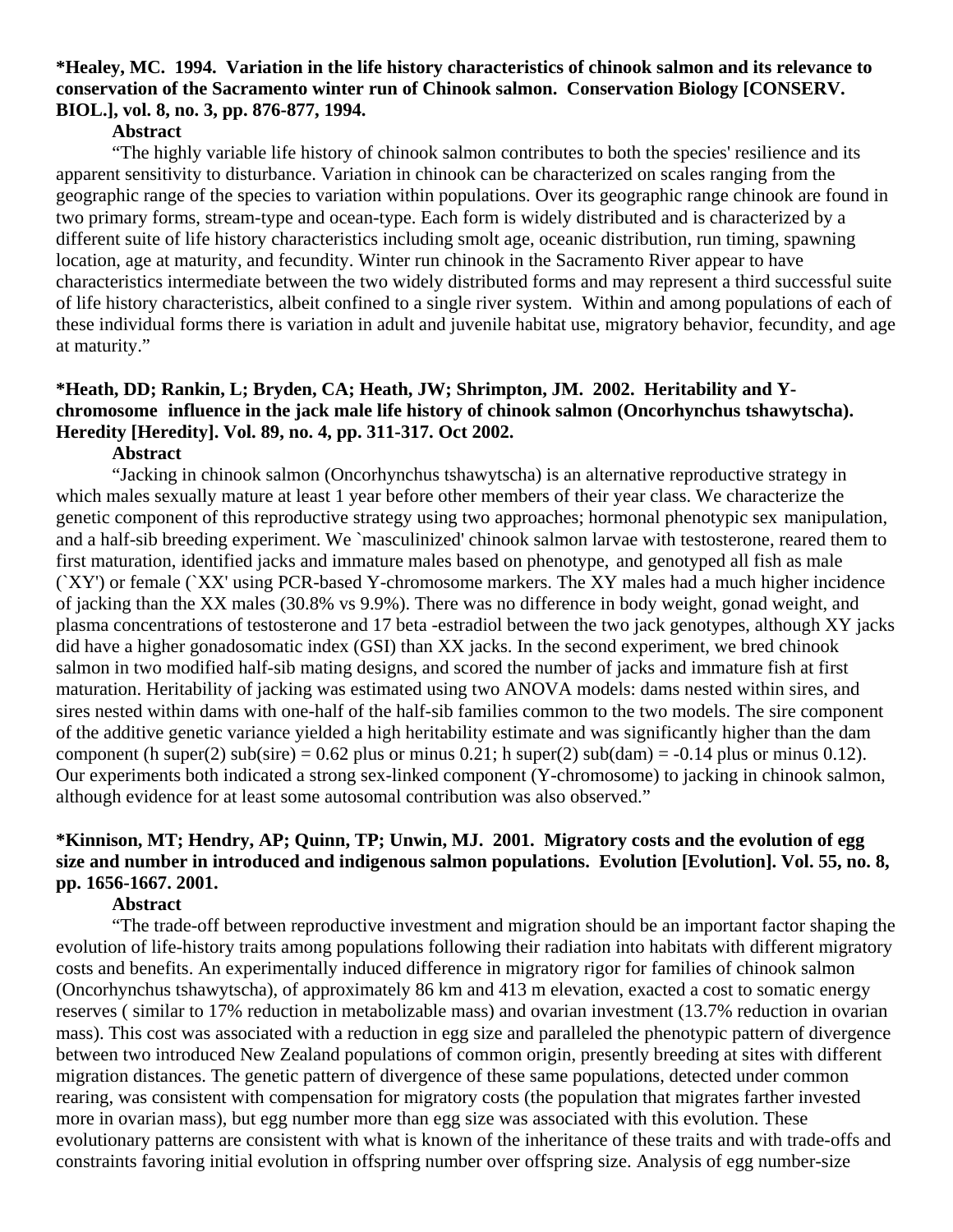**\*Healey, MC. 1994. Variation in the life history characteristics of chinook salmon and its relevance to conservation of the Sacramento winter run of Chinook salmon. Conservation Biology [CONSERV. BIOL.], vol. 8, no. 3, pp. 876-877, 1994.**

**Abstract**

"The highly variable life history of chinook salmon contributes to both the species' resilience and its apparent sensitivity to disturbance. Variation in chinook can be characterized on scales ranging from the geographic range of the species to variation within populations. Over its geographic range chinook are found in two primary forms, stream-type and ocean-type. Each form is widely distributed and is characterized by a different suite of life history characteristics including smolt age, oceanic distribution, run timing, spawning location, age at maturity, and fecundity. Winter run chinook in the Sacramento River appear to have characteristics intermediate between the two widely distributed forms and may represent a third successful suite of life history characteristics, albeit confined to a single river system. Within and among populations of each of these individual forms there is variation in adult and juvenile habitat use, migratory behavior, fecundity, and age at maturity."

**\*Heath, DD; Rankin, L; Bryden, CA; Heath, JW; Shrimpton, JM. 2002. Heritability and Y-chromosome influence in the jack male life history of chinook salmon (Oncorhynchus tshawytscha). Heredity [Heredity]. Vol. 89, no. 4, pp. 311-317. Oct 2002.**

**Abstract**

"Jacking in chinook salmon (Oncorhynchus tshawytscha) is an alternative reproductive strategy in which males sexually mature at least 1 year before other members of their year class. We characterize the genetic component of this reproductive strategy using two approaches; hormonal phenotypic sex manipulation, and a half-sib breeding experiment. We `masculinized' chinook salmon larvae with testosterone, reared them to first maturation, identified jacks and immature males based on phenotype, and genotyped all fish as male (`XY') or female (`XX' using PCR-based Y-chromosome markers. The XY males had a much higher incidence of jacking than the XX males (30.8% vs 9.9%). There was no difference in body weight, gonad weight, and plasma concentrations of testosterone and 17 beta -estradiol between the two jack genotypes, although XY jacks did have a higher gonadosomatic index (GSI) than XX jacks. In the second experiment, we bred chinook salmon in two modified half-sib mating designs, and scored the number of jacks and immature fish at first maturation. Heritability of jacking was estimated using two ANOVA models: dams nested within sires, and sires nested within dams with one-half of the half-sib families common to the two models. The sire component of the additive genetic variance yielded a high heritability estimate and was significantly higher than the dam component (h super(2) sub(sire) = 0.62 plus or minus 0.21; h super(2) sub(dam) = -0.14 plus or minus 0.12). Our experiments both indicated a strong sex-linked component (Y-chromosome) to jacking in chinook salmon, although evidence for at least some autosomal contribution was also observed."

**\*Kinnison, MT; Hendry, AP; Quinn, TP; Unwin, MJ. 2001. Migratory costs and the evolution of egg size and number in introduced and indigenous salmon populations. Evolution [Evolution]. Vol. 55, no. 8, pp. 1656-1667. 2001.**

**Abstract**

"The trade-off between reproductive investment and migration should be an important factor shaping the evolution of life-history traits among populations following their radiation into habitats with different migratory costs and benefits. An experimentally induced difference in migratory rigor for families of chinook salmon (Oncorhynchus tshawytscha), of approximately 86 km and 413 m elevation, exacted a cost to somatic energy reserves ( similar to 17% reduction in metabolizable mass) and ovarian investment (13.7% reduction in ovarian mass). This cost was associated with a reduction in egg size and paralleled the phenotypic pattern of divergence between two introduced New Zealand populations of common origin, presently breeding at sites with different migration distances. The genetic pattern of divergence of these same populations, detected under common rearing, was consistent with compensation for migratory costs (the population that migrates farther invested more in ovarian mass), but egg number more than egg size was associated with this evolution. These evolutionary patterns are consistent with what is known of the inheritance of these traits and with trade-offs and constraints favoring initial evolution in offspring number over offspring size. Analysis of egg number-size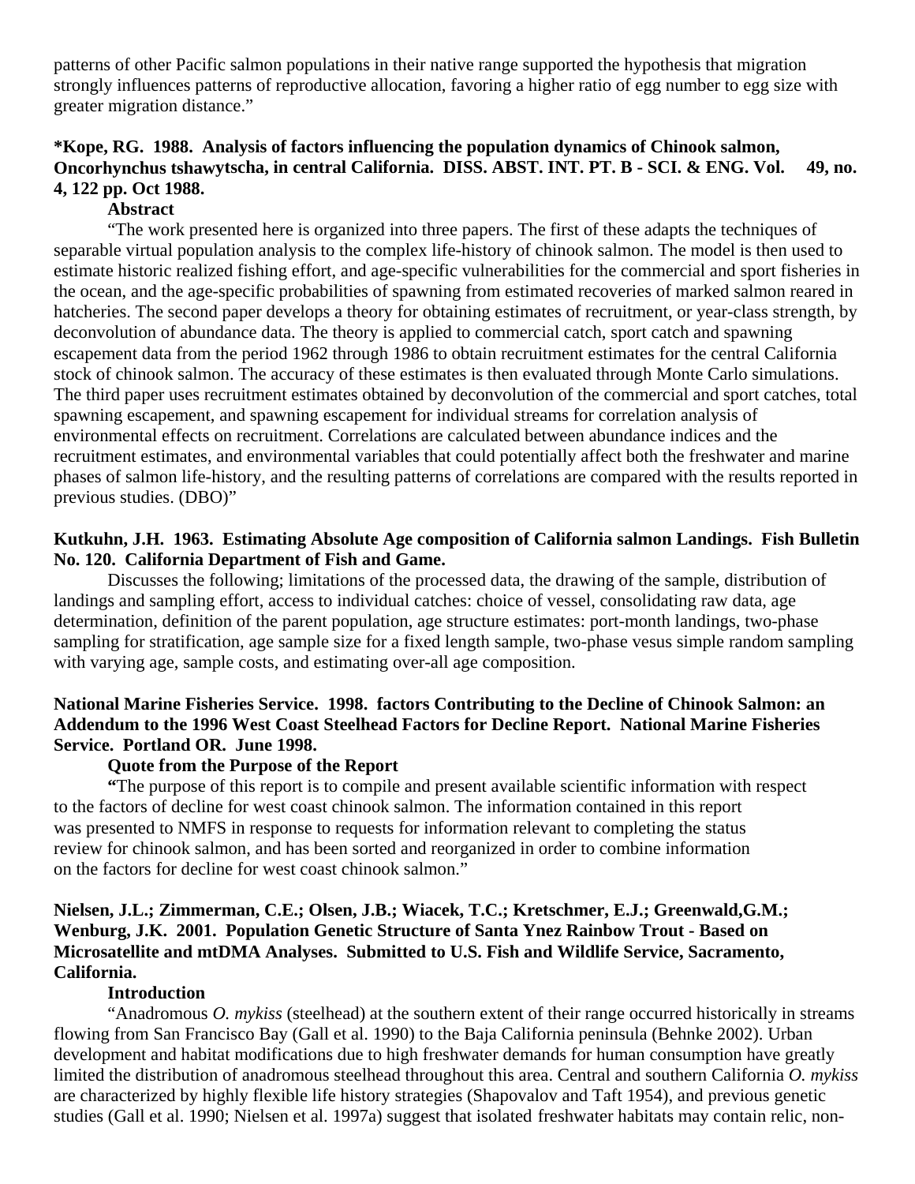patterns of other Pacific salmon populations in their native range supported the hypothesis that migration strongly influences patterns of reproductive allocation, favoring a higher ratio of egg number to egg size with greater migration distance."

**\*Kope, RG. 1988. Analysis of factors influencing the population dynamics of Chinook salmon, Oncorhynchus tshawytscha, in central California. DISS. ABST. INT. PT. B - SCI. & ENG. Vol. 49, no. 4, 122 pp. Oct 1988.**

**Abstract**

"The work presented here is organized into three papers. The first of these adapts the techniques of separable virtual population analysis to the complex life-history of chinook salmon. The model is then used to estimate historic realized fishing effort, and age-specific vulnerabilities for the commercial and sport fisheries in the ocean, and the age-specific probabilities of spawning from estimated recoveries of marked salmon reared in hatcheries. The second paper develops a theory for obtaining estimates of recruitment, or year-class strength, by deconvolution of abundance data. The theory is applied to commercial catch, sport catch and spawning escapement data from the period 1962 through 1986 to obtain recruitment estimates for the central California stock of chinook salmon. The accuracy of these estimates is then evaluated through Monte Carlo simulations. The third paper uses recruitment estimates obtained by deconvolution of the commercial and sport catches, total spawning escapement, and spawning escapement for individual streams for correlation analysis of environmental effects on recruitment. Correlations are calculated between abundance indices and the recruitment estimates, and environmental variables that could potentially affect both the freshwater and marine phases of salmon life-history, and the resulting patterns of correlations are compared with the results reported in previous studies. (DBO)"

**Kutkuhn, J.H. 1963. Estimating Absolute Age composition of California salmon Landings. Fish Bulletin No. 120. California Department of Fish and Game.**

Discusses the following; limitations of the processed data, the drawing of the sample, distribution of landings and sampling effort, access to individual catches: choice of vessel, consolidating raw data, age determination, definition of the parent population, age structure estimates: port-month landings, two-phase sampling for stratification, age sample size for a fixed length sample, two-phase vesus simple random sampling with varying age, sample costs, and estimating over-all age composition.

**National Marine Fisheries Service. 1998. factors Contributing to the Decline of Chinook Salmon: an Addendum to the 1996 West Coast Steelhead Factors for Decline Report. National Marine Fisheries Service. Portland OR. June 1998.**

**Quote from the Purpose of the Report**

"The purpose of this report is to compile and present available scientific information with respect to the factors of decline for west coast chinook salmon. The information contained in this report was presented to NMFS in response to requests for information relevant to completing the status review for chinook salmon, and has been sorted and reorganized in order to combine information on the factors for decline for west coast chinook salmon."

**Nielsen, J.L.; Zimmerman, C.E.; Olsen, J.B.; Wiacek, T.C.; Kretschmer, E.J.; Greenwald,G.M.; Wenburg, J.K. 2001. Population Genetic Structure of Santa Ynez Rainbow Trout - Based on Microsatellite and mtDMA Analyses. Submitted to U.S. Fish and Wildlife Service, Sacramento, California.**

**Introduction**

"Anadromous *O. mykiss* (steelhead) at the southern extent of their range occurred historically in streams flowing from San Francisco Bay (Gall et al. 1990) to the Baja California peninsula (Behnke 2002). Urban development and habitat modifications due to high freshwater demands for human consumption have greatly limited the distribution of anadromous steelhead throughout this area. Central and southern California *O. mykiss* are characterized by highly flexible life history strategies (Shapovalov and Taft 1954), and previous genetic studies (Gall et al. 1990; Nielsen et al. 1997a) suggest that isolated freshwater habitats may contain relic, non-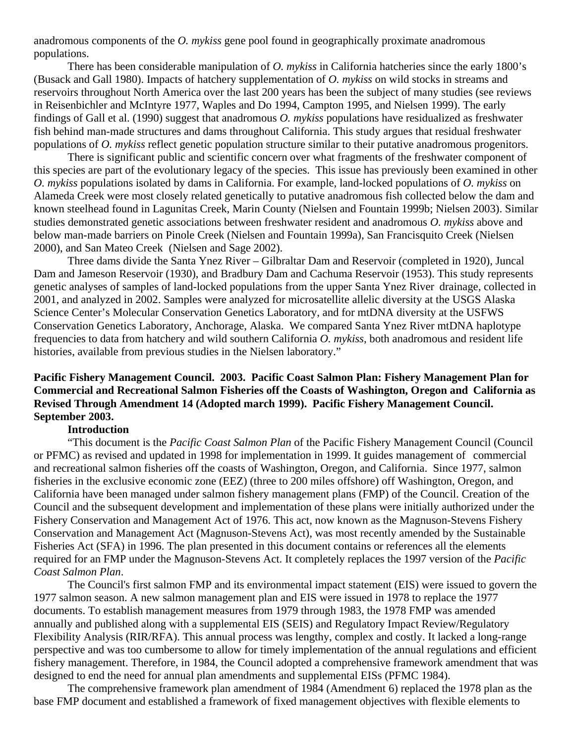anadromous components of the *O. mykiss* gene pool found in geographically proximate anadromous populations.

There has been considerable manipulation of *O. mykiss* in California hatcheries since the early 1800's (Busack and Gall 1980). Impacts of hatchery supplementation of *O. mykiss* on wild stocks in streams and reservoirs throughout North America over the last 200 years has been the subject of many studies (see reviews in Reisenbichler and McIntyre 1977, Waples and Do 1994, Campton 1995, and Nielsen 1999). The early findings of Gall et al. (1990) suggest that anadromous *O. mykiss* populations have residualized as freshwater fish behind man-made structures and dams throughout California. This study argues that residual freshwater populations of *O. mykiss* reflect genetic population structure similar to their putative anadromous progenitors.

There is significant public and scientific concern over what fragments of the freshwater component of this species are part of the evolutionary legacy of the species. This issue has previously been examined in other *O. mykiss* populations isolated by dams in California. For example, land-locked populations of *O. mykiss* on Alameda Creek were most closely related genetically to putative anadromous fish collected below the dam and known steelhead found in Lagunitas Creek, Marin County (Nielsen and Fountain 1999b; Nielsen 2003). Similar studies demonstrated genetic associations between freshwater resident and anadromous *O. mykiss* above and below man-made barriers on Pinole Creek (Nielsen and Fountain 1999a), San Francisquito Creek (Nielsen 2000), and San Mateo Creek (Nielsen and Sage 2002).

Three dams divide the Santa Ynez River – Gilbraltar Dam and Reservoir (completed in 1920), Juncal Dam and Jameson Reservoir (1930), and Bradbury Dam and Cachuma Reservoir (1953). This study represents genetic analyses of samples of land-locked populations from the upper Santa Ynez River drainage, collected in 2001, and analyzed in 2002. Samples were analyzed for microsatellite allelic diversity at the USGS Alaska Science Center's Molecular Conservation Genetics Laboratory, and for mtDNA diversity at the USFWS Conservation Genetics Laboratory, Anchorage, Alaska. We compared Santa Ynez River mtDNA haplotype frequencies to data from hatchery and wild southern California *O. mykiss*, both anadromous and resident life histories, available from previous studies in the Nielsen laboratory."

**Pacific Fishery Management Council. 2003. Pacific Coast Salmon Plan: Fishery Management Plan for Commercial and Recreational Salmon Fisheries off the Coasts of Washington, Oregon and California as Revised Through Amendment 14 (Adopted march 1999). Pacific Fishery Management Council. September 2003.**

**Introduction**

"This document is the *Pacific Coast Salmon Plan* of the Pacific Fishery Management Council (Council or PFMC) as revised and updated in 1998 for implementation in 1999. It guides management of commercial and recreational salmon fisheries off the coasts of Washington, Oregon, and California. Since 1977, salmon fisheries in the exclusive economic zone (EEZ) (three to 200 miles offshore) off Washington, Oregon, and California have been managed under salmon fishery management plans (FMP) of the Council. Creation of the Council and the subsequent development and implementation of these plans were initially authorized under the Fishery Conservation and Management Act of 1976. This act, now known as the Magnuson-Stevens Fishery Conservation and Management Act (Magnuson-Stevens Act), was most recently amended by the Sustainable Fisheries Act (SFA) in 1996. The plan presented in this document contains or references all the elements required for an FMP under the Magnuson-Stevens Act. It completely replaces the 1997 version of the *Pacific Coast Salmon Plan*.

The Council's first salmon FMP and its environmental impact statement (EIS) were issued to govern the 1977 salmon season. A new salmon management plan and EIS were issued in 1978 to replace the 1977 documents. To establish management measures from 1979 through 1983, the 1978 FMP was amended annually and published along with a supplemental EIS (SEIS) and Regulatory Impact Review/Regulatory Flexibility Analysis (RIR/RFA). This annual process was lengthy, complex and costly. It lacked a long-range perspective and was too cumbersome to allow for timely implementation of the annual regulations and efficient fishery management. Therefore, in 1984, the Council adopted a comprehensive framework amendment that was designed to end the need for annual plan amendments and supplemental EISs (PFMC 1984).

The comprehensive framework plan amendment of 1984 (Amendment 6) replaced the 1978 plan as the base FMP document and established a framework of fixed management objectives with flexible elements to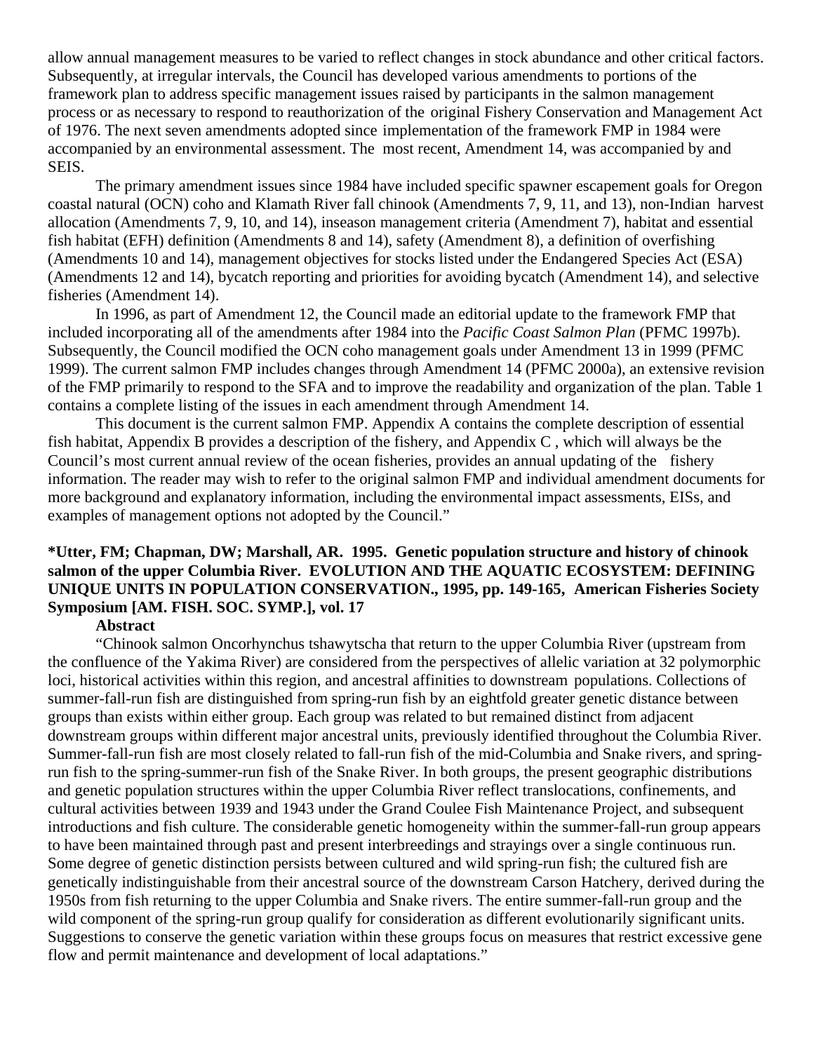allow annual management measures to be varied to reflect changes in stock abundance and other critical factors. Subsequently, at irregular intervals, the Council has developed various amendments to portions of the framework plan to address specific management issues raised by participants in the salmon management process or as necessary to respond to reauthorization of the original Fishery Conservation and Management Act of 1976. The next seven amendments adopted since implementation of the framework FMP in 1984 were accompanied by an environmental assessment. The most recent, Amendment 14, was accompanied by and SEIS.

The primary amendment issues since 1984 have included specific spawner escapement goals for Oregon coastal natural (OCN) coho and Klamath River fall chinook (Amendments 7, 9, 11, and 13), non-Indian harvest allocation (Amendments 7, 9, 10, and 14), inseason management criteria (Amendment 7), habitat and essential fish habitat (EFH) definition (Amendments 8 and 14), safety (Amendment 8), a definition of overfishing (Amendments 10 and 14), management objectives for stocks listed under the Endangered Species Act (ESA) (Amendments 12 and 14), bycatch reporting and priorities for avoiding bycatch (Amendment 14), and selective fisheries (Amendment 14).

In 1996, as part of Amendment 12, the Council made an editorial update to the framework FMP that included incorporating all of the amendments after 1984 into the *Pacific Coast Salmon Plan* (PFMC 1997b). Subsequently, the Council modified the OCN coho management goals under Amendment 13 in 1999 (PFMC 1999). The current salmon FMP includes changes through Amendment 14 (PFMC 2000a), an extensive revision of the FMP primarily to respond to the SFA and to improve the readability and organization of the plan. Table 1 contains a complete listing of the issues in each amendment through Amendment 14.

This document is the current salmon FMP. Appendix A contains the complete description of essential fish habitat, Appendix B provides a description of the fishery, and Appendix C , which will always be the Council's most current annual review of the ocean fisheries, provides an annual updating of the fishery information. The reader may wish to refer to the original salmon FMP and individual amendment documents for more background and explanatory information, including the environmental impact assessments, EISs, and examples of management options not adopted by the Council."

**\*Utter, FM; Chapman, DW; Marshall, AR. 1995. Genetic population structure and history of chinook salmon of the upper Columbia River. EVOLUTION AND THE AQUATIC ECOSYSTEM: DEFINING UNIQUE UNITS IN POPULATION CONSERVATION., 1995, pp. 149-165, American Fisheries Society Symposium [AM. FISH. SOC. SYMP.], vol. 17**

**Abstract**

"Chinook salmon Oncorhynchus tshawytscha that return to the upper Columbia River (upstream from the confluence of the Yakima River) are considered from the perspectives of allelic variation at 32 polymorphic loci, historical activities within this region, and ancestral affinities to downstream populations. Collections of summer-fall-run fish are distinguished from spring-run fish by an eightfold greater genetic distance between groups than exists within either group. Each group was related to but remained distinct from adjacent downstream groups within different major ancestral units, previously identified throughout the Columbia River. Summer-fall-run fish are most closely related to fall-run fish of the mid-Columbia and Snake rivers, and spring-run fish to the spring-summer-run fish of the Snake River. In both groups, the present geographic distributions and genetic population structures within the upper Columbia River reflect translocations, confinements, and cultural activities between 1939 and 1943 under the Grand Coulee Fish Maintenance Project, and subsequent introductions and fish culture. The considerable genetic homogeneity within the summer-fall-run group appears to have been maintained through past and present interbreedings and strayings over a single continuous run. Some degree of genetic distinction persists between cultured and wild spring-run fish; the cultured fish are genetically indistinguishable from their ancestral source of the downstream Carson Hatchery, derived during the 1950s from fish returning to the upper Columbia and Snake rivers. The entire summer-fall-run group and the wild component of the spring-run group qualify for consideration as different evolutionarily significant units. Suggestions to conserve the genetic variation within these groups focus on measures that restrict excessive gene flow and permit maintenance and development of local adaptations."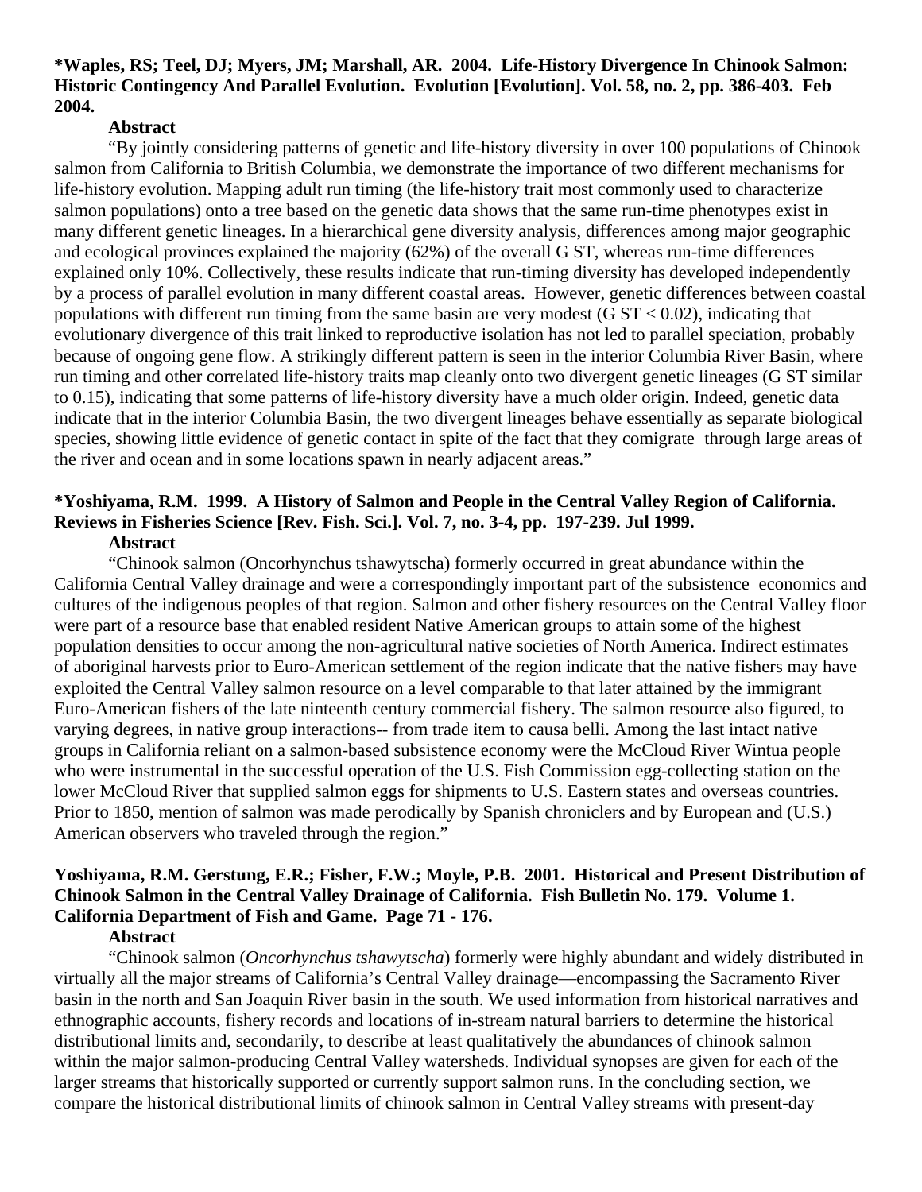**\*Waples, RS; Teel, DJ; Myers, JM; Marshall, AR. 2004. Life-History Divergence In Chinook Salmon: Historic Contingency And Parallel Evolution. Evolution [Evolution]. Vol. 58, no. 2, pp. 386-403. Feb 2004.**

**Abstract**

"By jointly considering patterns of genetic and life-history diversity in over 100 populations of Chinook salmon from California to British Columbia, we demonstrate the importance of two different mechanisms for life-history evolution. Mapping adult run timing (the life-history trait most commonly used to characterize salmon populations) onto a tree based on the genetic data shows that the same run-time phenotypes exist in many different genetic lineages. In a hierarchical gene diversity analysis, differences among major geographic and ecological provinces explained the majority (62%) of the overall G ST, whereas run-time differences explained only 10%. Collectively, these results indicate that run-timing diversity has developed independently by a process of parallel evolution in many different coastal areas. However, genetic differences between coastal populations with different run timing from the same basin are very modest (G ST < 0.02), indicating that evolutionary divergence of this trait linked to reproductive isolation has not led to parallel speciation, probably because of ongoing gene flow. A strikingly different pattern is seen in the interior Columbia River Basin, where run timing and other correlated life-history traits map cleanly onto two divergent genetic lineages (G ST similar to 0.15), indicating that some patterns of life-history diversity have a much older origin. Indeed, genetic data indicate that in the interior Columbia Basin, the two divergent lineages behave essentially as separate biological species, showing little evidence of genetic contact in spite of the fact that they comigrate through large areas of the river and ocean and in some locations spawn in nearly adjacent areas."

**\*Yoshiyama, R.M. 1999. A History of Salmon and People in the Central Valley Region of California. Reviews in Fisheries Science [Rev. Fish. Sci.]. Vol. 7, no. 3-4, pp. 197-239. Jul 1999.**

**Abstract**

"Chinook salmon (Oncorhynchus tshawytscha) formerly occurred in great abundance within the California Central Valley drainage and were a correspondingly important part of the subsistence economics and cultures of the indigenous peoples of that region. Salmon and other fishery resources on the Central Valley floor were part of a resource base that enabled resident Native American groups to attain some of the highest population densities to occur among the non-agricultural native societies of North America. Indirect estimates of aboriginal harvests prior to Euro-American settlement of the region indicate that the native fishers may have exploited the Central Valley salmon resource on a level comparable to that later attained by the immigrant Euro-American fishers of the late ninteenth century commercial fishery. The salmon resource also figured, to varying degrees, in native group interactions-- from trade item to causa belli. Among the last intact native groups in California reliant on a salmon-based subsistence economy were the McCloud River Wintua people who were instrumental in the successful operation of the U.S. Fish Commission egg-collecting station on the lower McCloud River that supplied salmon eggs for shipments to U.S. Eastern states and overseas countries. Prior to 1850, mention of salmon was made perodically by Spanish chroniclers and by European and (U.S.) American observers who traveled through the region."

**Yoshiyama, R.M. Gerstung, E.R.; Fisher, F.W.; Moyle, P.B. 2001. Historical and Present Distribution of Chinook Salmon in the Central Valley Drainage of California. Fish Bulletin No. 179. Volume 1. California Department of Fish and Game. Page 71 - 176.**

**Abstract**

"Chinook salmon (*Oncorhynchus tshawytscha*) formerly were highly abundant and widely distributed in virtually all the major streams of California's Central Valley drainage—encompassing the Sacramento River basin in the north and San Joaquin River basin in the south. We used information from historical narratives and ethnographic accounts, fishery records and locations of in-stream natural barriers to determine the historical distributional limits and, secondarily, to describe at least qualitatively the abundances of chinook salmon within the major salmon-producing Central Valley watersheds. Individual synopses are given for each of the larger streams that historically supported or currently support salmon runs. In the concluding section, we compare the historical distributional limits of chinook salmon in Central Valley streams with present-day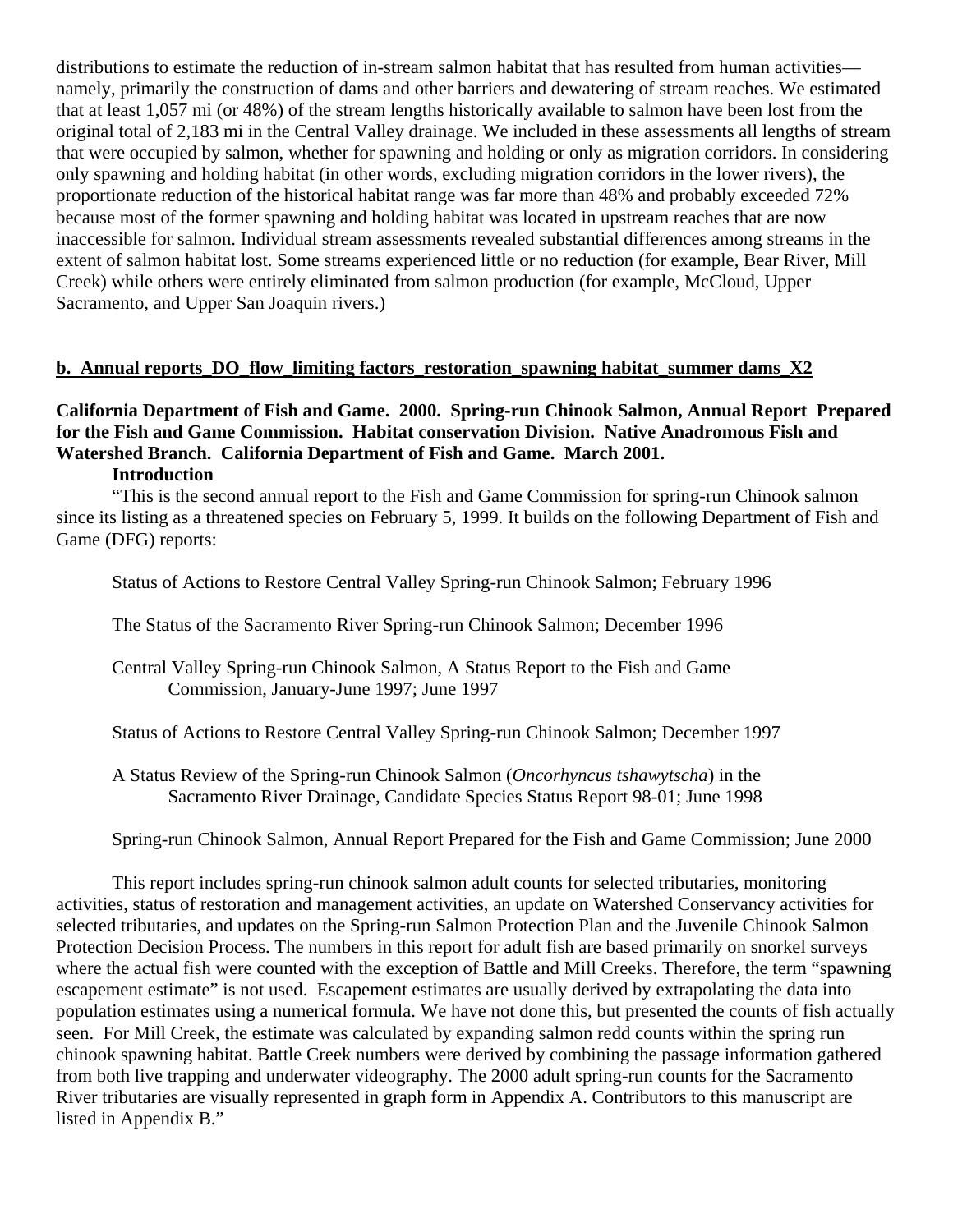distributions to estimate the reduction of in-stream salmon habitat that has resulted from human activities—namely, primarily the construction of dams and other barriers and dewatering of stream reaches. We estimated that at least 1,057 mi (or 48%) of the stream lengths historically available to salmon have been lost from the original total of 2,183 mi in the Central Valley drainage. We included in these assessments all lengths of stream that were occupied by salmon, whether for spawning and holding or only as migration corridors. In considering only spawning and holding habitat (in other words, excluding migration corridors in the lower rivers), the proportionate reduction of the historical habitat range was far more than 48% and probably exceeded 72% because most of the former spawning and holding habitat was located in upstream reaches that are now inaccessible for salmon. Individual stream assessments revealed substantial differences among streams in the extent of salmon habitat lost. Some streams experienced little or no reduction (for example, Bear River, Mill Creek) while others were entirely eliminated from salmon production (for example, McCloud, Upper Sacramento, and Upper San Joaquin rivers.)

## b. Annual reports_DO_flow_limiting factors_restoration_spawning habitat_summer dams_X2

**California Department of Fish and Game. 2000. Spring-run Chinook Salmon, Annual Report Prepared for the Fish and Game Commission. Habitat conservation Division. Native Anadromous Fish and Watershed Branch. California Department of Fish and Game. March 2001.**

**Introduction**

"This is the second annual report to the Fish and Game Commission for spring-run Chinook salmon since its listing as a threatened species on February 5, 1999. It builds on the following Department of Fish and Game (DFG) reports:

Status of Actions to Restore Central Valley Spring-run Chinook Salmon; February 1996

The Status of the Sacramento River Spring-run Chinook Salmon; December 1996

Central Valley Spring-run Chinook Salmon, A Status Report to the Fish and Game Commission, January-June 1997; June 1997

Status of Actions to Restore Central Valley Spring-run Chinook Salmon; December 1997

A Status Review of the Spring-run Chinook Salmon (*Oncorhyncus tshawytscha*) in the Sacramento River Drainage, Candidate Species Status Report 98-01; June 1998

Spring-run Chinook Salmon, Annual Report Prepared for the Fish and Game Commission; June 2000

This report includes spring-run chinook salmon adult counts for selected tributaries, monitoring activities, status of restoration and management activities, an update on Watershed Conservancy activities for selected tributaries, and updates on the Spring-run Salmon Protection Plan and the Juvenile Chinook Salmon Protection Decision Process. The numbers in this report for adult fish are based primarily on snorkel surveys where the actual fish were counted with the exception of Battle and Mill Creeks. Therefore, the term "spawning escapement estimate" is not used. Escapement estimates are usually derived by extrapolating the data into population estimates using a numerical formula. We have not done this, but presented the counts of fish actually seen. For Mill Creek, the estimate was calculated by expanding salmon redd counts within the spring run chinook spawning habitat. Battle Creek numbers were derived by combining the passage information gathered from both live trapping and underwater videography. The 2000 adult spring-run counts for the Sacramento River tributaries are visually represented in graph form in Appendix A. Contributors to this manuscript are listed in Appendix B."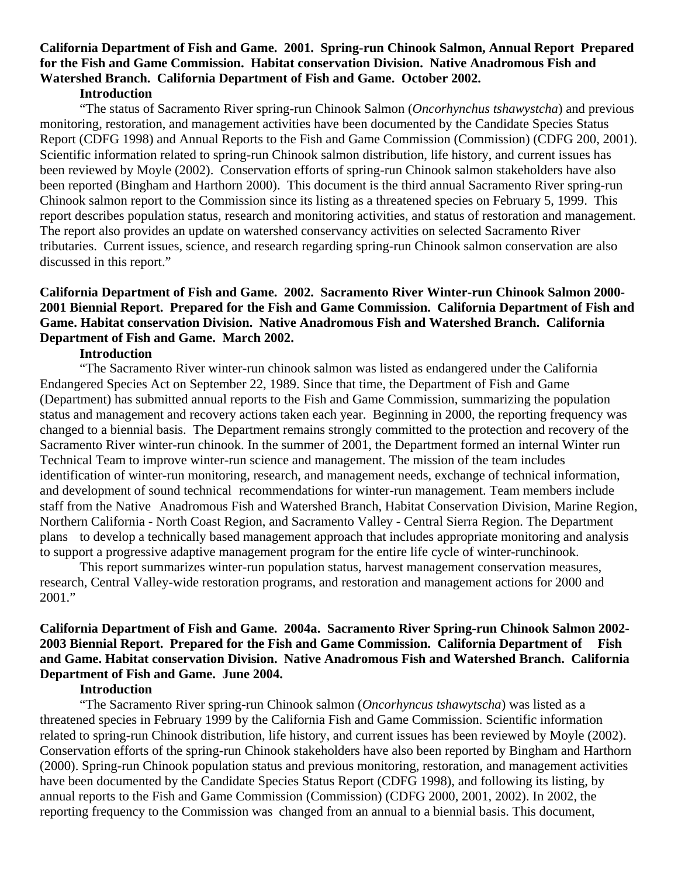**California Department of Fish and Game. 2001. Spring-run Chinook Salmon, Annual Report Prepared for the Fish and Game Commission. Habitat conservation Division. Native Anadromous Fish and Watershed Branch. California Department of Fish and Game. October 2002.**

**Introduction**

"The status of Sacramento River spring-run Chinook Salmon (*Oncorhynchus tshawystcha*) and previous monitoring, restoration, and management activities have been documented by the Candidate Species Status Report (CDFG 1998) and Annual Reports to the Fish and Game Commission (Commission) (CDFG 200, 2001). Scientific information related to spring-run Chinook salmon distribution, life history, and current issues has been reviewed by Moyle (2002). Conservation efforts of spring-run Chinook salmon stakeholders have also been reported (Bingham and Harthorn 2000). This document is the third annual Sacramento River spring-run Chinook salmon report to the Commission since its listing as a threatened species on February 5, 1999. This report describes population status, research and monitoring activities, and status of restoration and management. The report also provides an update on watershed conservancy activities on selected Sacramento River tributaries. Current issues, science, and research regarding spring-run Chinook salmon conservation are also discussed in this report."

**California Department of Fish and Game. 2002. Sacramento River Winter-run Chinook Salmon 2000-2001 Biennial Report. Prepared for the Fish and Game Commission. California Department of Fish and Game. Habitat conservation Division. Native Anadromous Fish and Watershed Branch. California Department of Fish and Game. March 2002.**

**Introduction**

"The Sacramento River winter-run chinook salmon was listed as endangered under the California Endangered Species Act on September 22, 1989. Since that time, the Department of Fish and Game (Department) has submitted annual reports to the Fish and Game Commission, summarizing the population status and management and recovery actions taken each year. Beginning in 2000, the reporting frequency was changed to a biennial basis. The Department remains strongly committed to the protection and recovery of the Sacramento River winter-run chinook. In the summer of 2001, the Department formed an internal Winter run Technical Team to improve winter-run science and management. The mission of the team includes identification of winter-run monitoring, research, and management needs, exchange of technical information, and development of sound technical recommendations for winter-run management. Team members include staff from the Native Anadromous Fish and Watershed Branch, Habitat Conservation Division, Marine Region, Northern California - North Coast Region, and Sacramento Valley - Central Sierra Region. The Department plans to develop a technically based management approach that includes appropriate monitoring and analysis to support a progressive adaptive management program for the entire life cycle of winter-runchinook.

This report summarizes winter-run population status, harvest management conservation measures, research, Central Valley-wide restoration programs, and restoration and management actions for 2000 and 2001."

**California Department of Fish and Game. 2004a. Sacramento River Spring-run Chinook Salmon 2002-2003 Biennial Report. Prepared for the Fish and Game Commission. California Department of Fish and Game. Habitat conservation Division. Native Anadromous Fish and Watershed Branch. California Department of Fish and Game. June 2004.**

**Introduction**

"The Sacramento River spring-run Chinook salmon (*Oncorhyncus tshawytscha*) was listed as a threatened species in February 1999 by the California Fish and Game Commission. Scientific information related to spring-run Chinook distribution, life history, and current issues has been reviewed by Moyle (2002). Conservation efforts of the spring-run Chinook stakeholders have also been reported by Bingham and Harthorn (2000). Spring-run Chinook population status and previous monitoring, restoration, and management activities have been documented by the Candidate Species Status Report (CDFG 1998), and following its listing, by annual reports to the Fish and Game Commission (Commission) (CDFG 2000, 2001, 2002). In 2002, the reporting frequency to the Commission was changed from an annual to a biennial basis. This document,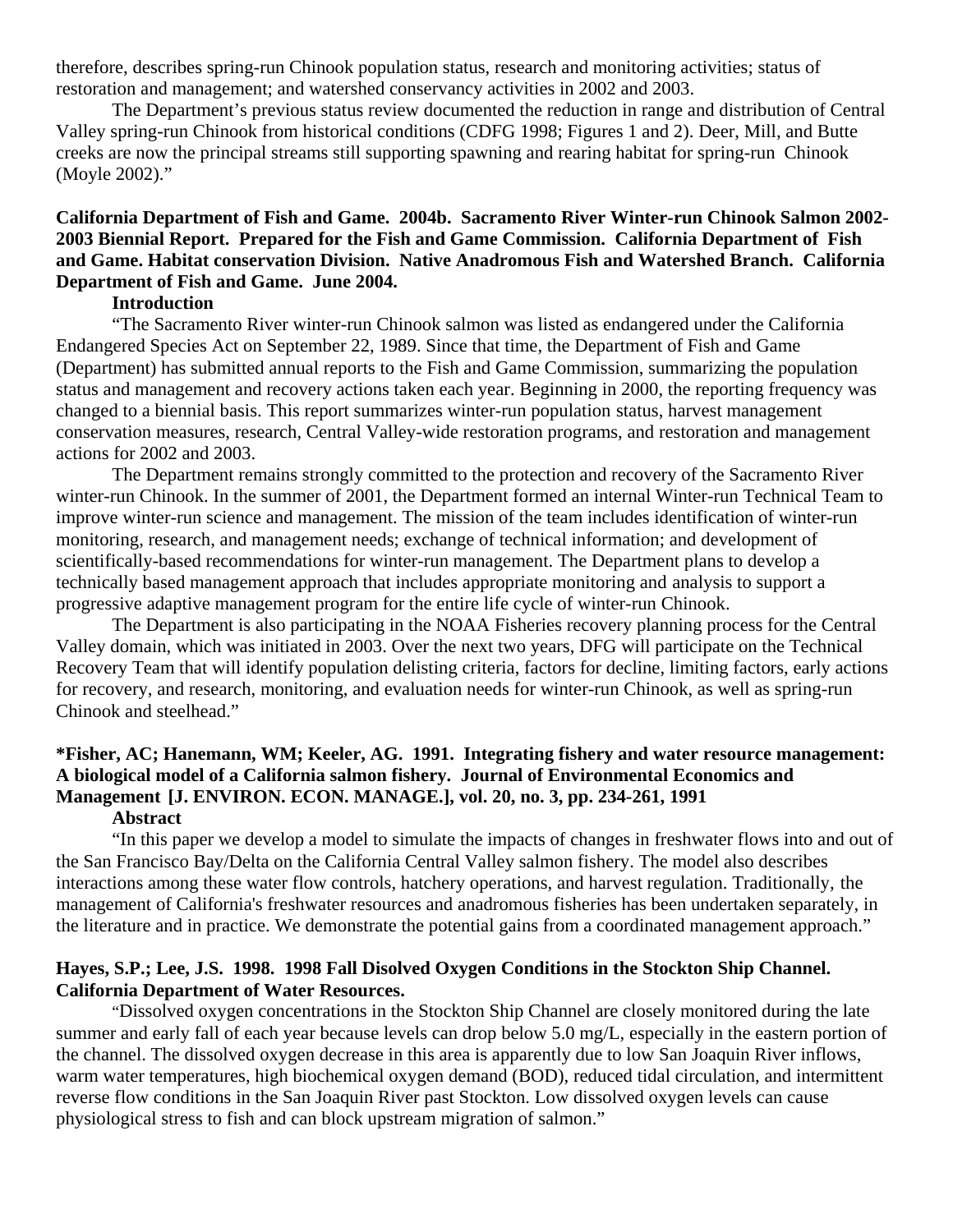therefore, describes spring-run Chinook population status, research and monitoring activities; status of restoration and management; and watershed conservancy activities in 2002 and 2003.

The Department's previous status review documented the reduction in range and distribution of Central Valley spring-run Chinook from historical conditions (CDFG 1998; Figures 1 and 2). Deer, Mill, and Butte creeks are now the principal streams still supporting spawning and rearing habitat for spring-run Chinook (Moyle 2002)."

**California Department of Fish and Game. 2004b. Sacramento River Winter-run Chinook Salmon 2002-2003 Biennial Report. Prepared for the Fish and Game Commission. California Department of Fish and Game. Habitat conservation Division. Native Anadromous Fish and Watershed Branch. California Department of Fish and Game. June 2004.**

**Introduction**

"The Sacramento River winter-run Chinook salmon was listed as endangered under the California Endangered Species Act on September 22, 1989. Since that time, the Department of Fish and Game (Department) has submitted annual reports to the Fish and Game Commission, summarizing the population status and management and recovery actions taken each year. Beginning in 2000, the reporting frequency was changed to a biennial basis. This report summarizes winter-run population status, harvest management conservation measures, research, Central Valley-wide restoration programs, and restoration and management actions for 2002 and 2003.

The Department remains strongly committed to the protection and recovery of the Sacramento River winter-run Chinook. In the summer of 2001, the Department formed an internal Winter-run Technical Team to improve winter-run science and management. The mission of the team includes identification of winter-run monitoring, research, and management needs; exchange of technical information; and development of scientifically-based recommendations for winter-run management. The Department plans to develop a technically based management approach that includes appropriate monitoring and analysis to support a progressive adaptive management program for the entire life cycle of winter-run Chinook.

The Department is also participating in the NOAA Fisheries recovery planning process for the Central Valley domain, which was initiated in 2003. Over the next two years, DFG will participate on the Technical Recovery Team that will identify population delisting criteria, factors for decline, limiting factors, early actions for recovery, and research, monitoring, and evaluation needs for winter-run Chinook, as well as spring-run Chinook and steelhead."

**\*Fisher, AC; Hanemann, WM; Keeler, AG. 1991. Integrating fishery and water resource management: A biological model of a California salmon fishery. Journal of Environmental Economics and Management [J. ENVIRON. ECON. MANAGE.], vol. 20, no. 3, pp. 234-261, 1991**

**Abstract**

"In this paper we develop a model to simulate the impacts of changes in freshwater flows into and out of the San Francisco Bay/Delta on the California Central Valley salmon fishery. The model also describes interactions among these water flow controls, hatchery operations, and harvest regulation. Traditionally, the management of California's freshwater resources and anadromous fisheries has been undertaken separately, in the literature and in practice. We demonstrate the potential gains from a coordinated management approach."

**Hayes, S.P.; Lee, J.S. 1998. 1998 Fall Disolved Oxygen Conditions in the Stockton Ship Channel. California Department of Water Resources.**

"Dissolved oxygen concentrations in the Stockton Ship Channel are closely monitored during the late summer and early fall of each year because levels can drop below 5.0 mg/L, especially in the eastern portion of the channel. The dissolved oxygen decrease in this area is apparently due to low San Joaquin River inflows, warm water temperatures, high biochemical oxygen demand (BOD), reduced tidal circulation, and intermittent reverse flow conditions in the San Joaquin River past Stockton. Low dissolved oxygen levels can cause physiological stress to fish and can block upstream migration of salmon."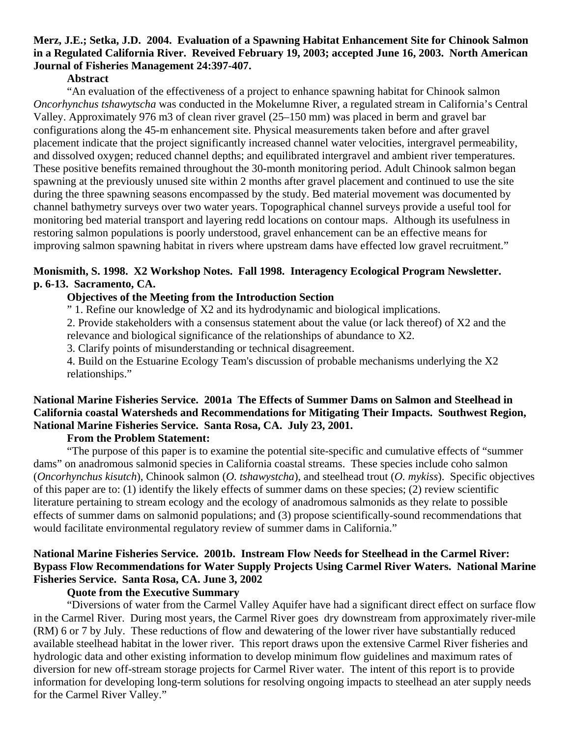**Merz, J.E.; Setka, J.D. 2004. Evaluation of a Spawning Habitat Enhancement Site for Chinook Salmon in a Regulated California River. Reveived February 19, 2003; accepted June 16, 2003. North American Journal of Fisheries Management 24:397-407.**

**Abstract**

"An evaluation of the effectiveness of a project to enhance spawning habitat for Chinook salmon *Oncorhynchus tshawytscha* was conducted in the Mokelumne River, a regulated stream in California's Central Valley. Approximately 976 m3 of clean river gravel (25–150 mm) was placed in berm and gravel bar configurations along the 45-m enhancement site. Physical measurements taken before and after gravel placement indicate that the project significantly increased channel water velocities, intergravel permeability, and dissolved oxygen; reduced channel depths; and equilibrated intergravel and ambient river temperatures. These positive benefits remained throughout the 30-month monitoring period. Adult Chinook salmon began spawning at the previously unused site within 2 months after gravel placement and continued to use the site during the three spawning seasons encompassed by the study. Bed material movement was documented by channel bathymetry surveys over two water years. Topographical channel surveys provide a useful tool for monitoring bed material transport and layering redd locations on contour maps. Although its usefulness in restoring salmon populations is poorly understood, gravel enhancement can be an effective means for improving salmon spawning habitat in rivers where upstream dams have effected low gravel recruitment."

**Monismith, S. 1998. X2 Workshop Notes. Fall 1998. Interagency Ecological Program Newsletter. p. 6-13. Sacramento, CA.**

**Objectives of the Meeting from the Introduction Section**

" 1. Refine our knowledge of X2 and its hydrodynamic and biological implications.

2. Provide stakeholders with a consensus statement about the value (or lack thereof) of X2 and the relevance and biological significance of the relationships of abundance to X2.

3. Clarify points of misunderstanding or technical disagreement.

4. Build on the Estuarine Ecology Team's discussion of probable mechanisms underlying the X2 relationships."

**National Marine Fisheries Service. 2001a The Effects of Summer Dams on Salmon and Steelhead in California coastal Watersheds and Recommendations for Mitigating Their Impacts. Southwest Region, National Marine Fisheries Service. Santa Rosa, CA. July 23, 2001.**

**From the Problem Statement:**

"The purpose of this paper is to examine the potential site-specific and cumulative effects of "summer dams" on anadromous salmonid species in California coastal streams. These species include coho salmon (*Oncorhynchus kisutch*), Chinook salmon (*O. tshawystcha*), and steelhead trout (*O. mykiss*). Specific objectives of this paper are to: (1) identify the likely effects of summer dams on these species; (2) review scientific literature pertaining to stream ecology and the ecology of anadromous salmonids as they relate to possible effects of summer dams on salmonid populations; and (3) propose scientifically-sound recommendations that would facilitate environmental regulatory review of summer dams in California."

**National Marine Fisheries Service. 2001b. Instream Flow Needs for Steelhead in the Carmel River: Bypass Flow Recommendations for Water Supply Projects Using Carmel River Waters. National Marine Fisheries Service. Santa Rosa, CA. June 3, 2002**

**Quote from the Executive Summary**

"Diversions of water from the Carmel Valley Aquifer have had a significant direct effect on surface flow in the Carmel River. During most years, the Carmel River goes dry downstream from approximately river-mile (RM) 6 or 7 by July. These reductions of flow and dewatering of the lower river have substantially reduced available steelhead habitat in the lower river. This report draws upon the extensive Carmel River fisheries and hydrologic data and other existing information to develop minimum flow guidelines and maximum rates of diversion for new off-stream storage projects for Carmel River water. The intent of this report is to provide information for developing long-term solutions for resolving ongoing impacts to steelhead an ater supply needs for the Carmel River Valley."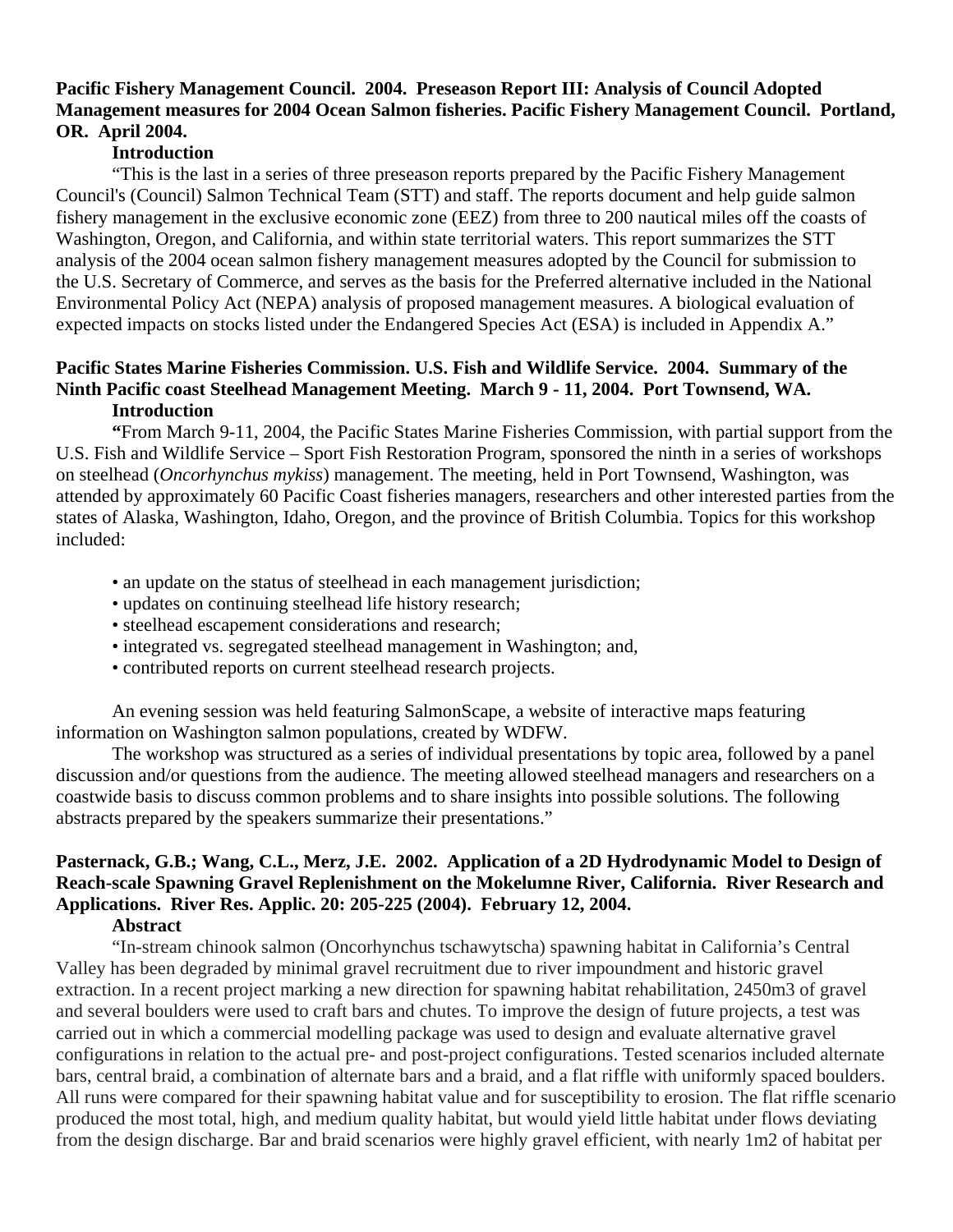**Pacific Fishery Management Council. 2004. Preseason Report III: Analysis of Council Adopted Management measures for 2004 Ocean Salmon fisheries. Pacific Fishery Management Council. Portland, OR. April 2004.**

**Introduction**

"This is the last in a series of three preseason reports prepared by the Pacific Fishery Management Council's (Council) Salmon Technical Team (STT) and staff. The reports document and help guide salmon fishery management in the exclusive economic zone (EEZ) from three to 200 nautical miles off the coasts of Washington, Oregon, and California, and within state territorial waters. This report summarizes the STT analysis of the 2004 ocean salmon fishery management measures adopted by the Council for submission to the U.S. Secretary of Commerce, and serves as the basis for the Preferred alternative included in the National Environmental Policy Act (NEPA) analysis of proposed management measures. A biological evaluation of expected impacts on stocks listed under the Endangered Species Act (ESA) is included in Appendix A."

**Pacific States Marine Fisheries Commission. U.S. Fish and Wildlife Service. 2004. Summary of the Ninth Pacific coast Steelhead Management Meeting. March 9 - 11, 2004. Port Townsend, WA.**

**Introduction**

**"**From March 9-11, 2004, the Pacific States Marine Fisheries Commission, with partial support from the U.S. Fish and Wildlife Service – Sport Fish Restoration Program, sponsored the ninth in a series of workshops on steelhead (*Oncorhynchus mykiss*) management. The meeting, held in Port Townsend, Washington, was attended by approximately 60 Pacific Coast fisheries managers, researchers and other interested parties from the states of Alaska, Washington, Idaho, Oregon, and the province of British Columbia. Topics for this workshop included:

- an update on the status of steelhead in each management jurisdiction;
- updates on continuing steelhead life history research;
- steelhead escapement considerations and research;
- integrated vs. segregated steelhead management in Washington; and,
- contributed reports on current steelhead research projects.

An evening session was held featuring SalmonScape, a website of interactive maps featuring information on Washington salmon populations, created by WDFW.

The workshop was structured as a series of individual presentations by topic area, followed by a panel discussion and/or questions from the audience. The meeting allowed steelhead managers and researchers on a coastwide basis to discuss common problems and to share insights into possible solutions. The following abstracts prepared by the speakers summarize their presentations."

**Pasternack, G.B.; Wang, C.L., Merz, J.E. 2002. Application of a 2D Hydrodynamic Model to Design of Reach-scale Spawning Gravel Replenishment on the Mokelumne River, California. River Research and Applications. River Res. Applic. 20: 205-225 (2004). February 12, 2004.**

**Abstract**

"In-stream chinook salmon (Oncorhynchus tschawytscha) spawning habitat in California's Central Valley has been degraded by minimal gravel recruitment due to river impoundment and historic gravel extraction. In a recent project marking a new direction for spawning habitat rehabilitation, 2450m3 of gravel and several boulders were used to craft bars and chutes. To improve the design of future projects, a test was carried out in which a commercial modelling package was used to design and evaluate alternative gravel configurations in relation to the actual pre- and post-project configurations. Tested scenarios included alternate bars, central braid, a combination of alternate bars and a braid, and a flat riffle with uniformly spaced boulders. All runs were compared for their spawning habitat value and for susceptibility to erosion. The flat riffle scenario produced the most total, high, and medium quality habitat, but would yield little habitat under flows deviating from the design discharge. Bar and braid scenarios were highly gravel efficient, with nearly 1m2 of habitat per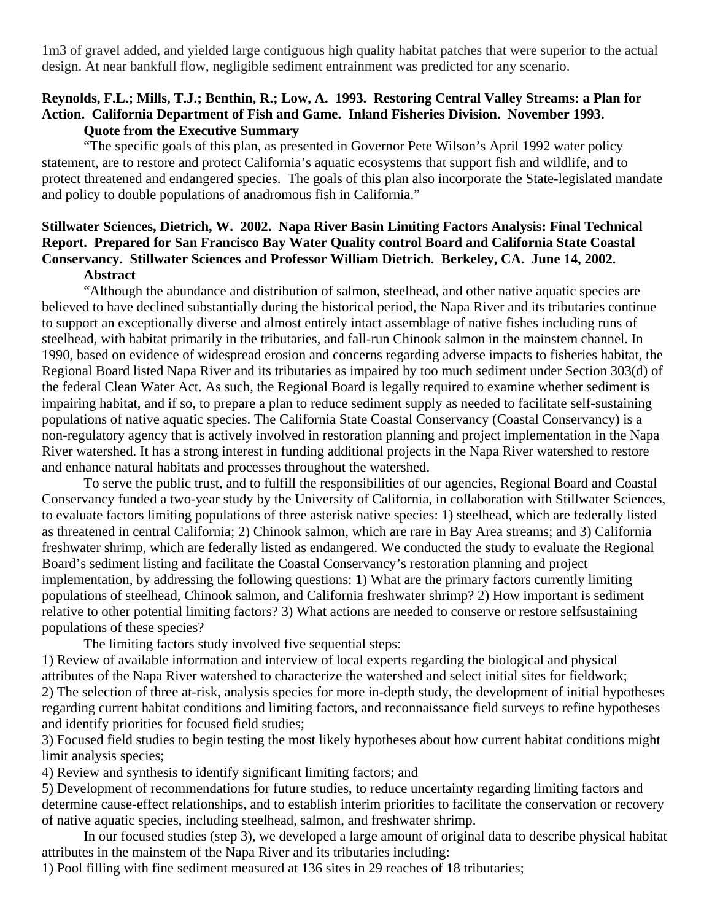1m3 of gravel added, and yielded large contiguous high quality habitat patches that were superior to the actual design. At near bankfull flow, negligible sediment entrainment was predicted for any scenario.

**Reynolds, F.L.; Mills, T.J.; Benthin, R.; Low, A. 1993. Restoring Central Valley Streams: a Plan for Action. California Department of Fish and Game. Inland Fisheries Division. November 1993.**

**Quote from the Executive Summary**

"The specific goals of this plan, as presented in Governor Pete Wilson's April 1992 water policy statement, are to restore and protect California's aquatic ecosystems that support fish and wildlife, and to protect threatened and endangered species. The goals of this plan also incorporate the State-legislated mandate and policy to double populations of anadromous fish in California."

**Stillwater Sciences, Dietrich, W. 2002. Napa River Basin Limiting Factors Analysis: Final Technical Report. Prepared for San Francisco Bay Water Quality control Board and California State Coastal Conservancy. Stillwater Sciences and Professor William Dietrich. Berkeley, CA. June 14, 2002.**

**Abstract**

"Although the abundance and distribution of salmon, steelhead, and other native aquatic species are believed to have declined substantially during the historical period, the Napa River and its tributaries continue to support an exceptionally diverse and almost entirely intact assemblage of native fishes including runs of steelhead, with habitat primarily in the tributaries, and fall-run Chinook salmon in the mainstem channel. In 1990, based on evidence of widespread erosion and concerns regarding adverse impacts to fisheries habitat, the Regional Board listed Napa River and its tributaries as impaired by too much sediment under Section 303(d) of the federal Clean Water Act. As such, the Regional Board is legally required to examine whether sediment is impairing habitat, and if so, to prepare a plan to reduce sediment supply as needed to facilitate self-sustaining populations of native aquatic species. The California State Coastal Conservancy (Coastal Conservancy) is a non-regulatory agency that is actively involved in restoration planning and project implementation in the Napa River watershed. It has a strong interest in funding additional projects in the Napa River watershed to restore and enhance natural habitats and processes throughout the watershed.

To serve the public trust, and to fulfill the responsibilities of our agencies, Regional Board and Coastal Conservancy funded a two-year study by the University of California, in collaboration with Stillwater Sciences, to evaluate factors limiting populations of three asterisk native species: 1) steelhead, which are federally listed as threatened in central California; 2) Chinook salmon, which are rare in Bay Area streams; and 3) California freshwater shrimp, which are federally listed as endangered. We conducted the study to evaluate the Regional Board's sediment listing and facilitate the Coastal Conservancy's restoration planning and project implementation, by addressing the following questions: 1) What are the primary factors currently limiting populations of steelhead, Chinook salmon, and California freshwater shrimp? 2) How important is sediment relative to other potential limiting factors? 3) What actions are needed to conserve or restore selfsustaining populations of these species?

The limiting factors study involved five sequential steps:

1) Review of available information and interview of local experts regarding the biological and physical attributes of the Napa River watershed to characterize the watershed and select initial sites for fieldwork;
2) The selection of three at-risk, analysis species for more in-depth study, the development of initial hypotheses regarding current habitat conditions and limiting factors, and reconnaissance field surveys to refine hypotheses and identify priorities for focused field studies;
3) Focused field studies to begin testing the most likely hypotheses about how current habitat conditions might limit analysis species;
4) Review and synthesis to identify significant limiting factors; and
5) Development of recommendations for future studies, to reduce uncertainty regarding limiting factors and determine cause-effect relationships, and to establish interim priorities to facilitate the conservation or recovery of native aquatic species, including steelhead, salmon, and freshwater shrimp.

In our focused studies (step 3), we developed a large amount of original data to describe physical habitat attributes in the mainstem of the Napa River and its tributaries including:

1) Pool filling with fine sediment measured at 136 sites in 29 reaches of 18 tributaries;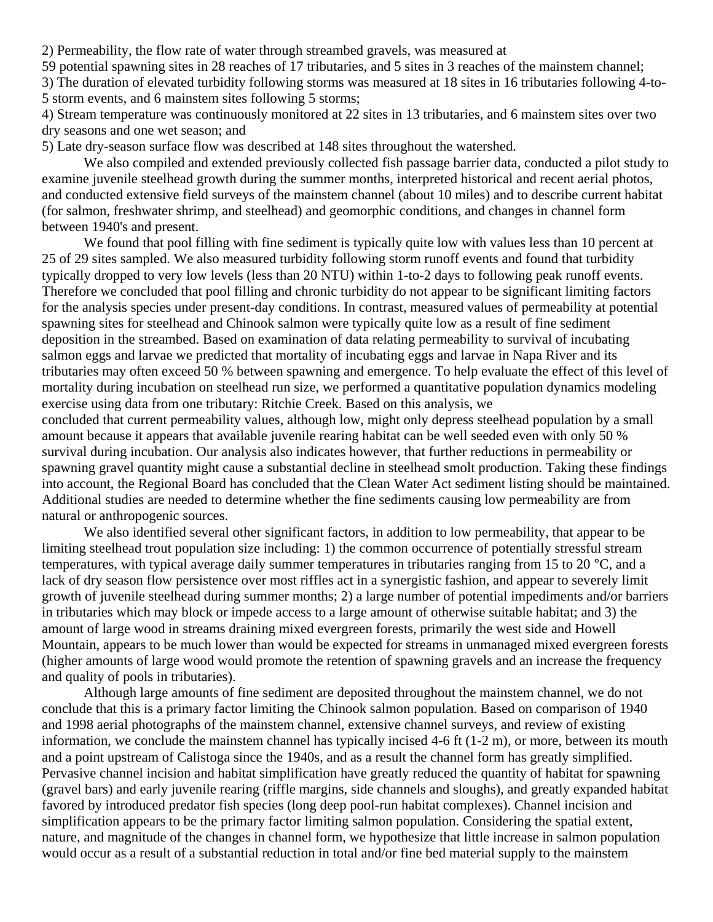2) Permeability, the flow rate of water through streambed gravels, was measured at 59 potential spawning sites in 28 reaches of 17 tributaries, and 5 sites in 3 reaches of the mainstem channel;
3) The duration of elevated turbidity following storms was measured at 18 sites in 16 tributaries following 4-to-5 storm events, and 6 mainstem sites following 5 storms;
4) Stream temperature was continuously monitored at 22 sites in 13 tributaries, and 6 mainstem sites over two dry seasons and one wet season; and
5) Late dry-season surface flow was described at 148 sites throughout the watershed.

We also compiled and extended previously collected fish passage barrier data, conducted a pilot study to examine juvenile steelhead growth during the summer months, interpreted historical and recent aerial photos, and conducted extensive field surveys of the mainstem channel (about 10 miles) and to describe current habitat (for salmon, freshwater shrimp, and steelhead) and geomorphic conditions, and changes in channel form between 1940's and present.

We found that pool filling with fine sediment is typically quite low with values less than 10 percent at 25 of 29 sites sampled. We also measured turbidity following storm runoff events and found that turbidity typically dropped to very low levels (less than 20 NTU) within 1-to-2 days to following peak runoff events. Therefore we concluded that pool filling and chronic turbidity do not appear to be significant limiting factors for the analysis species under present-day conditions. In contrast, measured values of permeability at potential spawning sites for steelhead and Chinook salmon were typically quite low as a result of fine sediment deposition in the streambed. Based on examination of data relating permeability to survival of incubating salmon eggs and larvae we predicted that mortality of incubating eggs and larvae in Napa River and its tributaries may often exceed 50 % between spawning and emergence. To help evaluate the effect of this level of mortality during incubation on steelhead run size, we performed a quantitative population dynamics modeling exercise using data from one tributary: Ritchie Creek. Based on this analysis, we concluded that current permeability values, although low, might only depress steelhead population by a small amount because it appears that available juvenile rearing habitat can be well seeded even with only 50 % survival during incubation. Our analysis also indicates however, that further reductions in permeability or spawning gravel quantity might cause a substantial decline in steelhead smolt production. Taking these findings into account, the Regional Board has concluded that the Clean Water Act sediment listing should be maintained. Additional studies are needed to determine whether the fine sediments causing low permeability are from natural or anthropogenic sources.

We also identified several other significant factors, in addition to low permeability, that appear to be limiting steelhead trout population size including: 1) the common occurrence of potentially stressful stream temperatures, with typical average daily summer temperatures in tributaries ranging from 15 to 20 °C, and a lack of dry season flow persistence over most riffles act in a synergistic fashion, and appear to severely limit growth of juvenile steelhead during summer months; 2) a large number of potential impediments and/or barriers in tributaries which may block or impede access to a large amount of otherwise suitable habitat; and 3) the amount of large wood in streams draining mixed evergreen forests, primarily the west side and Howell Mountain, appears to be much lower than would be expected for streams in unmanaged mixed evergreen forests (higher amounts of large wood would promote the retention of spawning gravels and an increase the frequency and quality of pools in tributaries).

Although large amounts of fine sediment are deposited throughout the mainstem channel, we do not conclude that this is a primary factor limiting the Chinook salmon population. Based on comparison of 1940 and 1998 aerial photographs of the mainstem channel, extensive channel surveys, and review of existing information, we conclude the mainstem channel has typically incised 4-6 ft (1-2 m), or more, between its mouth and a point upstream of Calistoga since the 1940s, and as a result the channel form has greatly simplified. Pervasive channel incision and habitat simplification have greatly reduced the quantity of habitat for spawning (gravel bars) and early juvenile rearing (riffle margins, side channels and sloughs), and greatly expanded habitat favored by introduced predator fish species (long deep pool-run habitat complexes). Channel incision and simplification appears to be the primary factor limiting salmon population. Considering the spatial extent, nature, and magnitude of the changes in channel form, we hypothesize that little increase in salmon population would occur as a result of a substantial reduction in total and/or fine bed material supply to the mainstem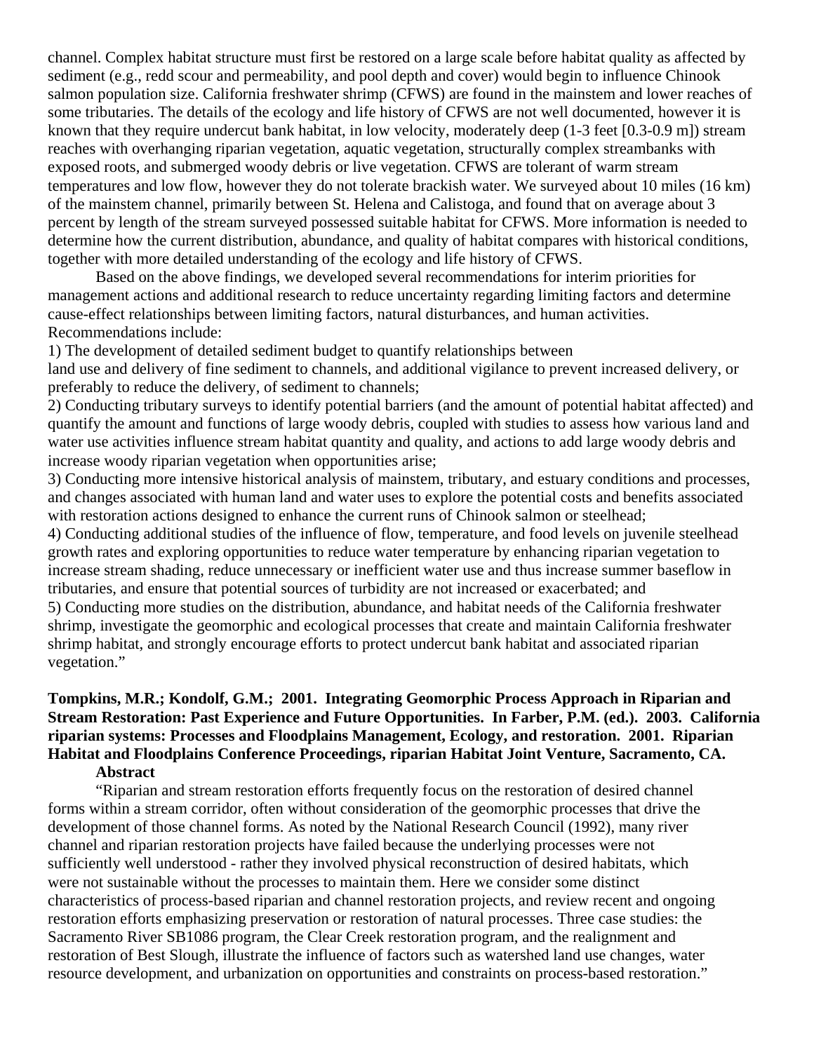channel. Complex habitat structure must first be restored on a large scale before habitat quality as affected by sediment (e.g., redd scour and permeability, and pool depth and cover) would begin to influence Chinook salmon population size. California freshwater shrimp (CFWS) are found in the mainstem and lower reaches of some tributaries. The details of the ecology and life history of CFWS are not well documented, however it is known that they require undercut bank habitat, in low velocity, moderately deep (1-3 feet [0.3-0.9 m]) stream reaches with overhanging riparian vegetation, aquatic vegetation, structurally complex streambanks with exposed roots, and submerged woody debris or live vegetation. CFWS are tolerant of warm stream temperatures and low flow, however they do not tolerate brackish water. We surveyed about 10 miles (16 km) of the mainstem channel, primarily between St. Helena and Calistoga, and found that on average about 3 percent by length of the stream surveyed possessed suitable habitat for CFWS. More information is needed to determine how the current distribution, abundance, and quality of habitat compares with historical conditions, together with more detailed understanding of the ecology and life history of CFWS.

Based on the above findings, we developed several recommendations for interim priorities for management actions and additional research to reduce uncertainty regarding limiting factors and determine cause-effect relationships between limiting factors, natural disturbances, and human activities. Recommendations include:

1) The development of detailed sediment budget to quantify relationships between land use and delivery of fine sediment to channels, and additional vigilance to prevent increased delivery, or preferably to reduce the delivery, of sediment to channels;

2) Conducting tributary surveys to identify potential barriers (and the amount of potential habitat affected) and quantify the amount and functions of large woody debris, coupled with studies to assess how various land and water use activities influence stream habitat quantity and quality, and actions to add large woody debris and increase woody riparian vegetation when opportunities arise;

3) Conducting more intensive historical analysis of mainstem, tributary, and estuary conditions and processes, and changes associated with human land and water uses to explore the potential costs and benefits associated with restoration actions designed to enhance the current runs of Chinook salmon or steelhead;

4) Conducting additional studies of the influence of flow, temperature, and food levels on juvenile steelhead growth rates and exploring opportunities to reduce water temperature by enhancing riparian vegetation to increase stream shading, reduce unnecessary or inefficient water use and thus increase summer baseflow in tributaries, and ensure that potential sources of turbidity are not increased or exacerbated; and

5) Conducting more studies on the distribution, abundance, and habitat needs of the California freshwater shrimp, investigate the geomorphic and ecological processes that create and maintain California freshwater shrimp habitat, and strongly encourage efforts to protect undercut bank habitat and associated riparian vegetation."

**Tompkins, M.R.; Kondolf, G.M.; 2001. Integrating Geomorphic Process Approach in Riparian and Stream Restoration: Past Experience and Future Opportunities. In Farber, P.M. (ed.). 2003. California riparian systems: Processes and Floodplains Management, Ecology, and restoration. 2001. Riparian Habitat and Floodplains Conference Proceedings, riparian Habitat Joint Venture, Sacramento, CA.**

**Abstract**

"Riparian and stream restoration efforts frequently focus on the restoration of desired channel forms within a stream corridor, often without consideration of the geomorphic processes that drive the development of those channel forms. As noted by the National Research Council (1992), many river channel and riparian restoration projects have failed because the underlying processes were not sufficiently well understood - rather they involved physical reconstruction of desired habitats, which were not sustainable without the processes to maintain them. Here we consider some distinct characteristics of process-based riparian and channel restoration projects, and review recent and ongoing restoration efforts emphasizing preservation or restoration of natural processes. Three case studies: the Sacramento River SB1086 program, the Clear Creek restoration program, and the realignment and restoration of Best Slough, illustrate the influence of factors such as watershed land use changes, water resource development, and urbanization on opportunities and constraints on process-based restoration."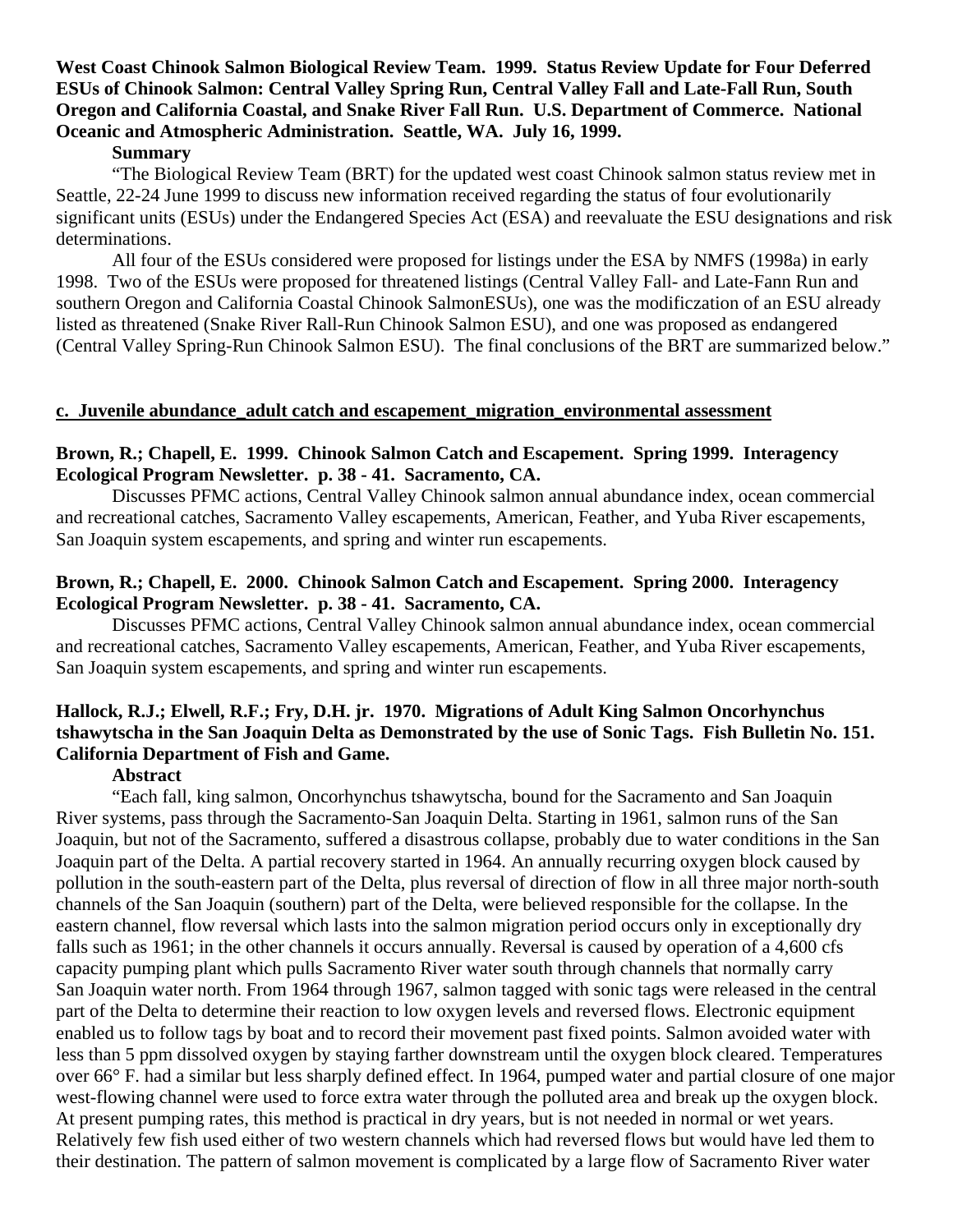**West Coast Chinook Salmon Biological Review Team. 1999. Status Review Update for Four Deferred ESUs of Chinook Salmon: Central Valley Spring Run, Central Valley Fall and Late-Fall Run, South Oregon and California Coastal, and Snake River Fall Run. U.S. Department of Commerce. National Oceanic and Atmospheric Administration. Seattle, WA. July 16, 1999.**

**Summary**

"The Biological Review Team (BRT) for the updated west coast Chinook salmon status review met in Seattle, 22-24 June 1999 to discuss new information received regarding the status of four evolutionarily significant units (ESUs) under the Endangered Species Act (ESA) and reevaluate the ESU designations and risk determinations.

All four of the ESUs considered were proposed for listings under the ESA by NMFS (1998a) in early 1998. Two of the ESUs were proposed for threatened listings (Central Valley Fall- and Late-Fann Run and southern Oregon and California Coastal Chinook SalmonESUs), one was the modificzation of an ESU already listed as threatened (Snake River Rall-Run Chinook Salmon ESU), and one was proposed as endangered (Central Valley Spring-Run Chinook Salmon ESU). The final conclusions of the BRT are summarized below."

## c. Juvenile abundance_adult catch and escapement_migration_environmental assessment

**Brown, R.; Chapell, E. 1999. Chinook Salmon Catch and Escapement. Spring 1999. Interagency Ecological Program Newsletter. p. 38 - 41. Sacramento, CA.**

Discusses PFMC actions, Central Valley Chinook salmon annual abundance index, ocean commercial and recreational catches, Sacramento Valley escapements, American, Feather, and Yuba River escapements, San Joaquin system escapements, and spring and winter run escapements.

**Brown, R.; Chapell, E. 2000. Chinook Salmon Catch and Escapement. Spring 2000. Interagency Ecological Program Newsletter. p. 38 - 41. Sacramento, CA.**

Discusses PFMC actions, Central Valley Chinook salmon annual abundance index, ocean commercial and recreational catches, Sacramento Valley escapements, American, Feather, and Yuba River escapements, San Joaquin system escapements, and spring and winter run escapements.

**Hallock, R.J.; Elwell, R.F.; Fry, D.H. jr. 1970. Migrations of Adult King Salmon Oncorhynchus tshawytscha in the San Joaquin Delta as Demonstrated by the use of Sonic Tags. Fish Bulletin No. 151. California Department of Fish and Game.**

**Abstract**

"Each fall, king salmon, Oncorhynchus tshawytscha, bound for the Sacramento and San Joaquin River systems, pass through the Sacramento-San Joaquin Delta. Starting in 1961, salmon runs of the San Joaquin, but not of the Sacramento, suffered a disastrous collapse, probably due to water conditions in the San Joaquin part of the Delta. A partial recovery started in 1964. An annually recurring oxygen block caused by pollution in the south-eastern part of the Delta, plus reversal of direction of flow in all three major north-south channels of the San Joaquin (southern) part of the Delta, were believed responsible for the collapse. In the eastern channel, flow reversal which lasts into the salmon migration period occurs only in exceptionally dry falls such as 1961; in the other channels it occurs annually. Reversal is caused by operation of a 4,600 cfs capacity pumping plant which pulls Sacramento River water south through channels that normally carry San Joaquin water north. From 1964 through 1967, salmon tagged with sonic tags were released in the central part of the Delta to determine their reaction to low oxygen levels and reversed flows. Electronic equipment enabled us to follow tags by boat and to record their movement past fixed points. Salmon avoided water with less than 5 ppm dissolved oxygen by staying farther downstream until the oxygen block cleared. Temperatures over 66° F. had a similar but less sharply defined effect. In 1964, pumped water and partial closure of one major west-flowing channel were used to force extra water through the polluted area and break up the oxygen block. At present pumping rates, this method is practical in dry years, but is not needed in normal or wet years. Relatively few fish used either of two western channels which had reversed flows but would have led them to their destination. The pattern of salmon movement is complicated by a large flow of Sacramento River water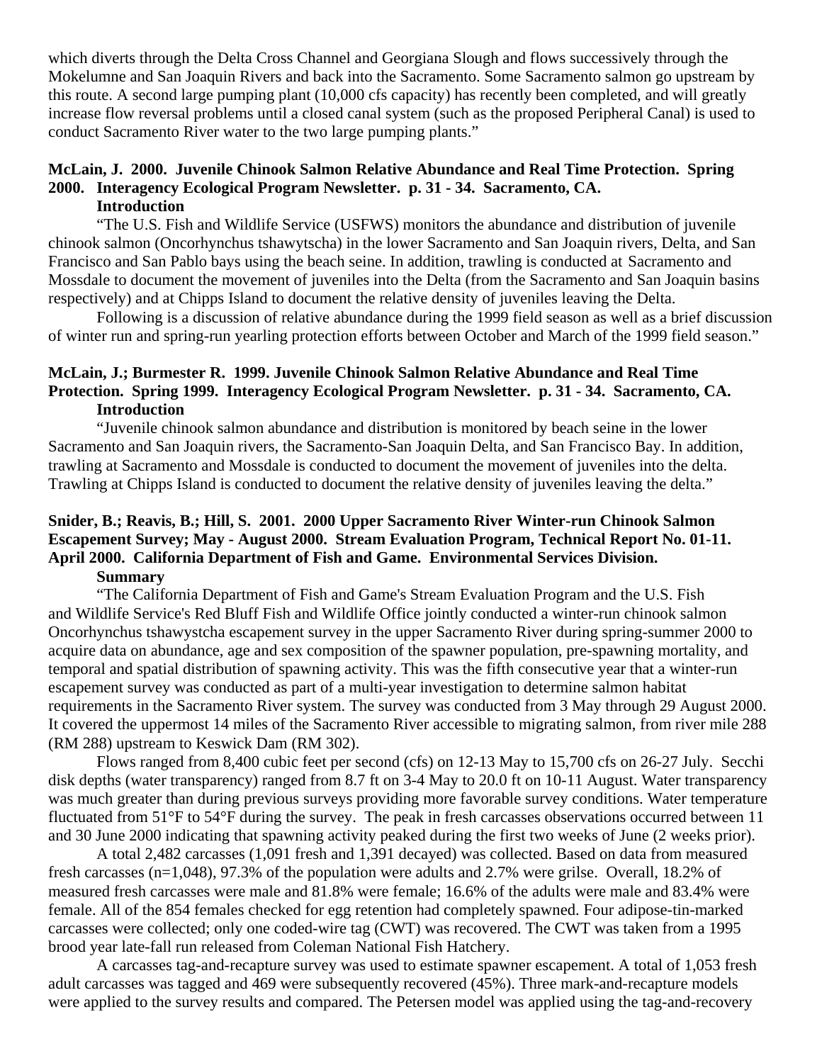which diverts through the Delta Cross Channel and Georgiana Slough and flows successively through the Mokelumne and San Joaquin Rivers and back into the Sacramento. Some Sacramento salmon go upstream by this route. A second large pumping plant (10,000 cfs capacity) has recently been completed, and will greatly increase flow reversal problems until a closed canal system (such as the proposed Peripheral Canal) is used to conduct Sacramento River water to the two large pumping plants."

**McLain, J. 2000. Juvenile Chinook Salmon Relative Abundance and Real Time Protection. Spring 2000. Interagency Ecological Program Newsletter. p. 31 - 34. Sacramento, CA.**

**Introduction**

"The U.S. Fish and Wildlife Service (USFWS) monitors the abundance and distribution of juvenile chinook salmon (Oncorhynchus tshawytscha) in the lower Sacramento and San Joaquin rivers, Delta, and San Francisco and San Pablo bays using the beach seine. In addition, trawling is conducted at Sacramento and Mossdale to document the movement of juveniles into the Delta (from the Sacramento and San Joaquin basins respectively) and at Chipps Island to document the relative density of juveniles leaving the Delta.

Following is a discussion of relative abundance during the 1999 field season as well as a brief discussion of winter run and spring-run yearling protection efforts between October and March of the 1999 field season."

**McLain, J.; Burmester R. 1999. Juvenile Chinook Salmon Relative Abundance and Real Time Protection. Spring 1999. Interagency Ecological Program Newsletter. p. 31 - 34. Sacramento, CA.**

**Introduction**

"Juvenile chinook salmon abundance and distribution is monitored by beach seine in the lower Sacramento and San Joaquin rivers, the Sacramento-San Joaquin Delta, and San Francisco Bay. In addition, trawling at Sacramento and Mossdale is conducted to document the movement of juveniles into the delta. Trawling at Chipps Island is conducted to document the relative density of juveniles leaving the delta."

**Snider, B.; Reavis, B.; Hill, S. 2001. 2000 Upper Sacramento River Winter-run Chinook Salmon Escapement Survey; May - August 2000. Stream Evaluation Program, Technical Report No. 01-11. April 2000. California Department of Fish and Game. Environmental Services Division.**

**Summary**

"The California Department of Fish and Game's Stream Evaluation Program and the U.S. Fish and Wildlife Service's Red Bluff Fish and Wildlife Office jointly conducted a winter-run chinook salmon Oncorhynchus tshawystcha escapement survey in the upper Sacramento River during spring-summer 2000 to acquire data on abundance, age and sex composition of the spawner population, pre-spawning mortality, and temporal and spatial distribution of spawning activity. This was the fifth consecutive year that a winter-run escapement survey was conducted as part of a multi-year investigation to determine salmon habitat requirements in the Sacramento River system. The survey was conducted from 3 May through 29 August 2000. It covered the uppermost 14 miles of the Sacramento River accessible to migrating salmon, from river mile 288 (RM 288) upstream to Keswick Dam (RM 302).

Flows ranged from 8,400 cubic feet per second (cfs) on 12-13 May to 15,700 cfs on 26-27 July. Secchi disk depths (water transparency) ranged from 8.7 ft on 3-4 May to 20.0 ft on 10-11 August. Water transparency was much greater than during previous surveys providing more favorable survey conditions. Water temperature fluctuated from 51°F to 54°F during the survey. The peak in fresh carcasses observations occurred between 11 and 30 June 2000 indicating that spawning activity peaked during the first two weeks of June (2 weeks prior).

A total 2,482 carcasses (1,091 fresh and 1,391 decayed) was collected. Based on data from measured fresh carcasses (n=1,048), 97.3% of the population were adults and 2.7% were grilse. Overall, 18.2% of measured fresh carcasses were male and 81.8% were female; 16.6% of the adults were male and 83.4% were female. All of the 854 females checked for egg retention had completely spawned. Four adipose-tin-marked carcasses were collected; only one coded-wire tag (CWT) was recovered. The CWT was taken from a 1995 brood year late-fall run released from Coleman National Fish Hatchery.

A carcasses tag-and-recapture survey was used to estimate spawner escapement. A total of 1,053 fresh adult carcasses was tagged and 469 were subsequently recovered (45%). Three mark-and-recapture models were applied to the survey results and compared. The Petersen model was applied using the tag-and-recovery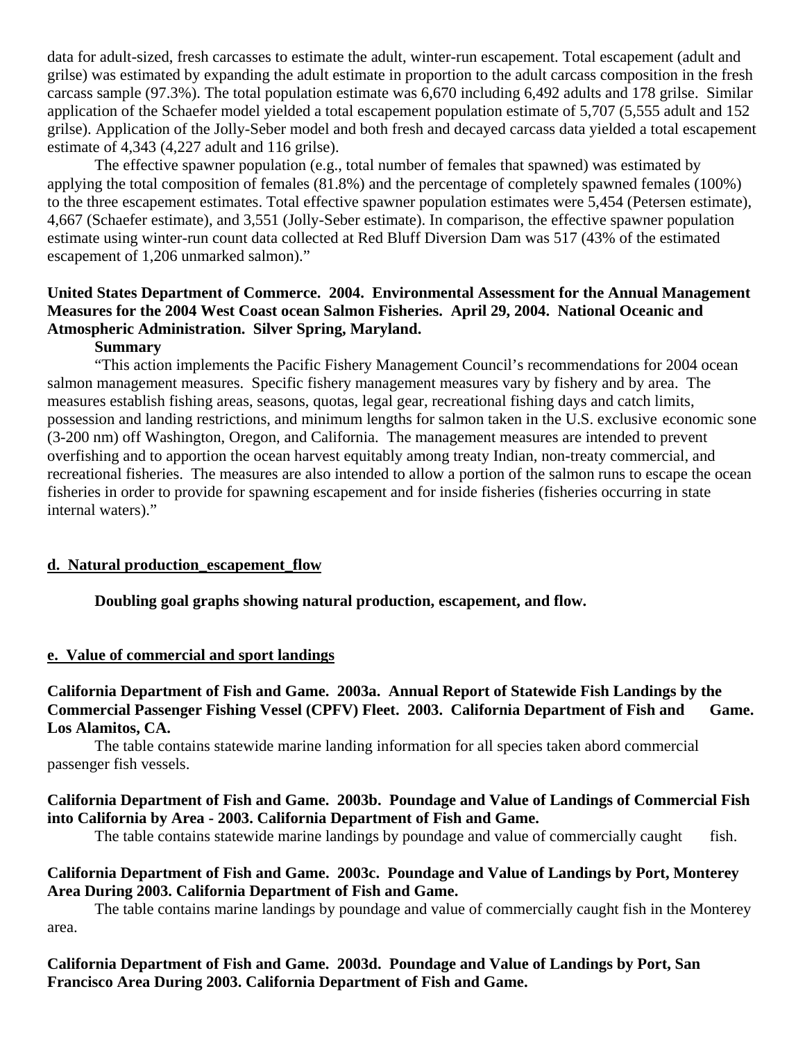data for adult-sized, fresh carcasses to estimate the adult, winter-run escapement. Total escapement (adult and grilse) was estimated by expanding the adult estimate in proportion to the adult carcass composition in the fresh carcass sample (97.3%). The total population estimate was 6,670 including 6,492 adults and 178 grilse. Similar application of the Schaefer model yielded a total escapement population estimate of 5,707 (5,555 adult and 152 grilse). Application of the Jolly-Seber model and both fresh and decayed carcass data yielded a total escapement estimate of 4,343 (4,227 adult and 116 grilse).

The effective spawner population (e.g., total number of females that spawned) was estimated by applying the total composition of females (81.8%) and the percentage of completely spawned females (100%) to the three escapement estimates. Total effective spawner population estimates were 5,454 (Petersen estimate), 4,667 (Schaefer estimate), and 3,551 (Jolly-Seber estimate). In comparison, the effective spawner population estimate using winter-run count data collected at Red Bluff Diversion Dam was 517 (43% of the estimated escapement of 1,206 unmarked salmon)."

**United States Department of Commerce. 2004. Environmental Assessment for the Annual Management Measures for the 2004 West Coast ocean Salmon Fisheries. April 29, 2004. National Oceanic and Atmospheric Administration. Silver Spring, Maryland.**

**Summary**

"This action implements the Pacific Fishery Management Council's recommendations for 2004 ocean salmon management measures. Specific fishery management measures vary by fishery and by area. The measures establish fishing areas, seasons, quotas, legal gear, recreational fishing days and catch limits, possession and landing restrictions, and minimum lengths for salmon taken in the U.S. exclusive economic sone (3-200 nm) off Washington, Oregon, and California. The management measures are intended to prevent overfishing and to apportion the ocean harvest equitably among treaty Indian, non-treaty commercial, and recreational fisheries. The measures are also intended to allow a portion of the salmon runs to escape the ocean fisheries in order to provide for spawning escapement and for inside fisheries (fisheries occurring in state internal waters)."

## d. Natural production_escapement_flow

**Doubling goal graphs showing natural production, escapement, and flow.**

## e. Value of commercial and sport landings

**California Department of Fish and Game. 2003a. Annual Report of Statewide Fish Landings by the Commercial Passenger Fishing Vessel (CPFV) Fleet. 2003. California Department of Fish and Game. Los Alamitos, CA.**

The table contains statewide marine landing information for all species taken abord commercial passenger fish vessels.

**California Department of Fish and Game. 2003b. Poundage and Value of Landings of Commercial Fish into California by Area - 2003. California Department of Fish and Game.**

The table contains statewide marine landings by poundage and value of commercially caught fish.

**California Department of Fish and Game. 2003c. Poundage and Value of Landings by Port, Monterey Area During 2003. California Department of Fish and Game.**

The table contains marine landings by poundage and value of commercially caught fish in the Monterey area.

**California Department of Fish and Game. 2003d. Poundage and Value of Landings by Port, San Francisco Area During 2003. California Department of Fish and Game.**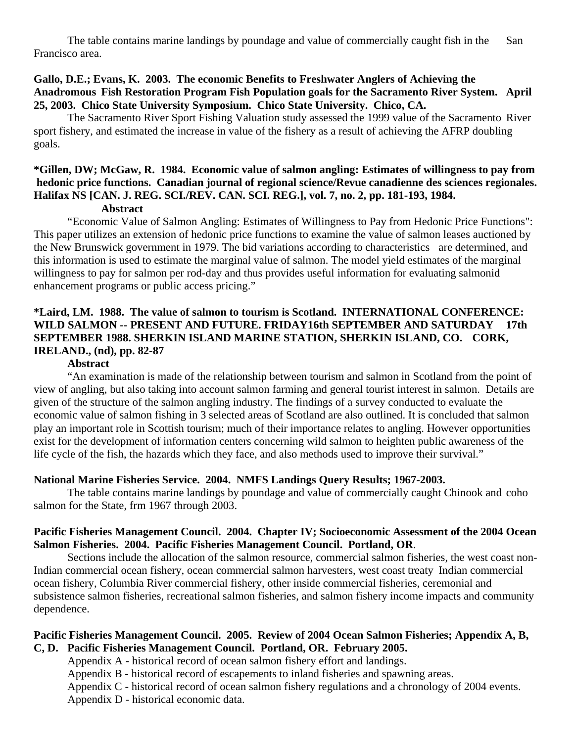The table contains marine landings by poundage and value of commercially caught fish in the San Francisco area.

**Gallo, D.E.; Evans, K. 2003. The economic Benefits to Freshwater Anglers of Achieving the Anadromous Fish Restoration Program Fish Population goals for the Sacramento River System. April 25, 2003. Chico State University Symposium. Chico State University. Chico, CA.**

The Sacramento River Sport Fishing Valuation study assessed the 1999 value of the Sacramento River sport fishery, and estimated the increase in value of the fishery as a result of achieving the AFRP doubling goals.

**\*Gillen, DW; McGaw, R. 1984. Economic value of salmon angling: Estimates of willingness to pay from hedonic price functions. Canadian journal of regional science/Revue canadienne des sciences regionales. Halifax NS [CAN. J. REG. SCI./REV. CAN. SCI. REG.], vol. 7, no. 2, pp. 181-193, 1984.**

**Abstract**

"Economic Value of Salmon Angling: Estimates of Willingness to Pay from Hedonic Price Functions": This paper utilizes an extension of hedonic price functions to examine the value of salmon leases auctioned by the New Brunswick government in 1979. The bid variations according to characteristics are determined, and this information is used to estimate the marginal value of salmon. The model yield estimates of the marginal willingness to pay for salmon per rod-day and thus provides useful information for evaluating salmonid enhancement programs or public access pricing."

**\*Laird, LM. 1988. The value of salmon to tourism is Scotland. INTERNATIONAL CONFERENCE: WILD SALMON -- PRESENT AND FUTURE. FRIDAY16th SEPTEMBER AND SATURDAY 17th SEPTEMBER 1988. SHERKIN ISLAND MARINE STATION, SHERKIN ISLAND, CO. CORK, IRELAND., (nd), pp. 82-87**

**Abstract**

"An examination is made of the relationship between tourism and salmon in Scotland from the point of view of angling, but also taking into account salmon farming and general tourist interest in salmon. Details are given of the structure of the salmon angling industry. The findings of a survey conducted to evaluate the economic value of salmon fishing in 3 selected areas of Scotland are also outlined. It is concluded that salmon play an important role in Scottish tourism; much of their importance relates to angling. However opportunities exist for the development of information centers concerning wild salmon to heighten public awareness of the life cycle of the fish, the hazards which they face, and also methods used to improve their survival."

**National Marine Fisheries Service. 2004. NMFS Landings Query Results; 1967-2003.**

The table contains marine landings by poundage and value of commercially caught Chinook and coho salmon for the State, frm 1967 through 2003.

**Pacific Fisheries Management Council. 2004. Chapter IV; Socioeconomic Assessment of the 2004 Ocean Salmon Fisheries. 2004. Pacific Fisheries Management Council. Portland, OR.**

Sections include the allocation of the salmon resource, commercial salmon fisheries, the west coast non-Indian commercial ocean fishery, ocean commercial salmon harvesters, west coast treaty Indian commercial ocean fishery, Columbia River commercial fishery, other inside commercial fisheries, ceremonial and subsistence salmon fisheries, recreational salmon fisheries, and salmon fishery income impacts and community dependence.

**Pacific Fisheries Management Council. 2005. Review of 2004 Ocean Salmon Fisheries; Appendix A, B, C, D. Pacific Fisheries Management Council. Portland, OR. February 2005.**

Appendix A - historical record of ocean salmon fishery effort and landings.
Appendix B - historical record of escapements to inland fisheries and spawning areas.
Appendix C - historical record of ocean salmon fishery regulations and a chronology of 2004 events.
Appendix D - historical economic data.